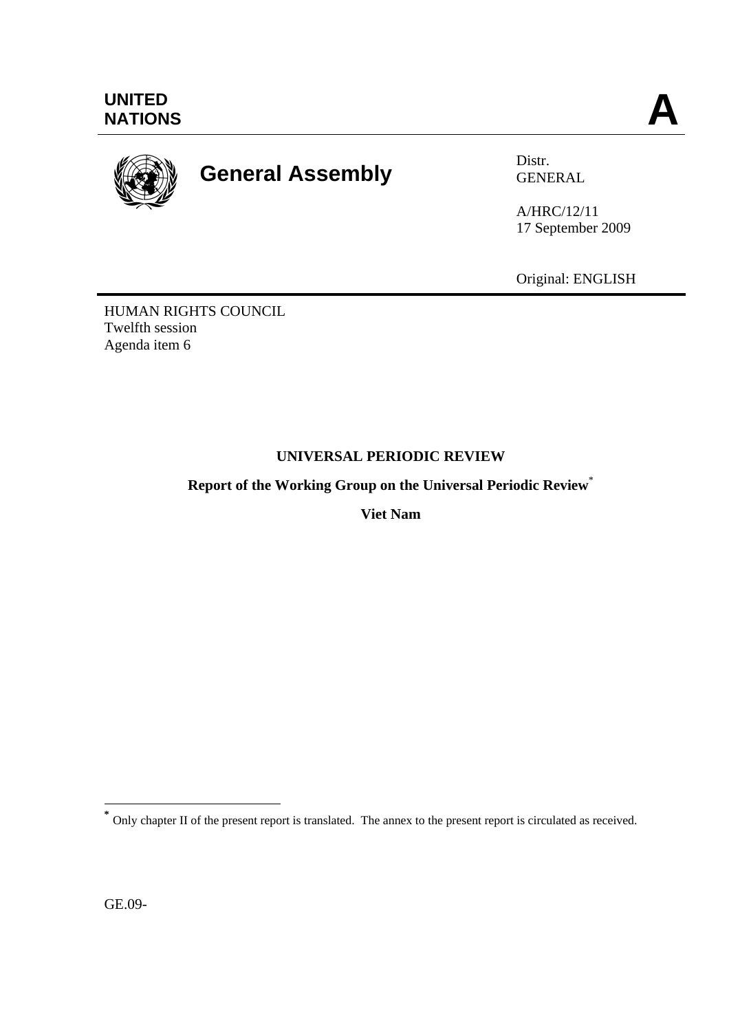UNITED
NATIONS

**A**

# General Assembly

Distr.
GENERAL

A/HRC/12/11
17 September 2009

Original: ENGLISH

HUMAN RIGHTS COUNCIL
Twelfth session
Agenda item 6

**UNIVERSAL PERIODIC REVIEW**

**Report of the Working Group on the Universal Periodic Review***

**Viet Nam**

---

* Only chapter II of the present report is translated. The annex to the present report is circulated as received.

GE.09-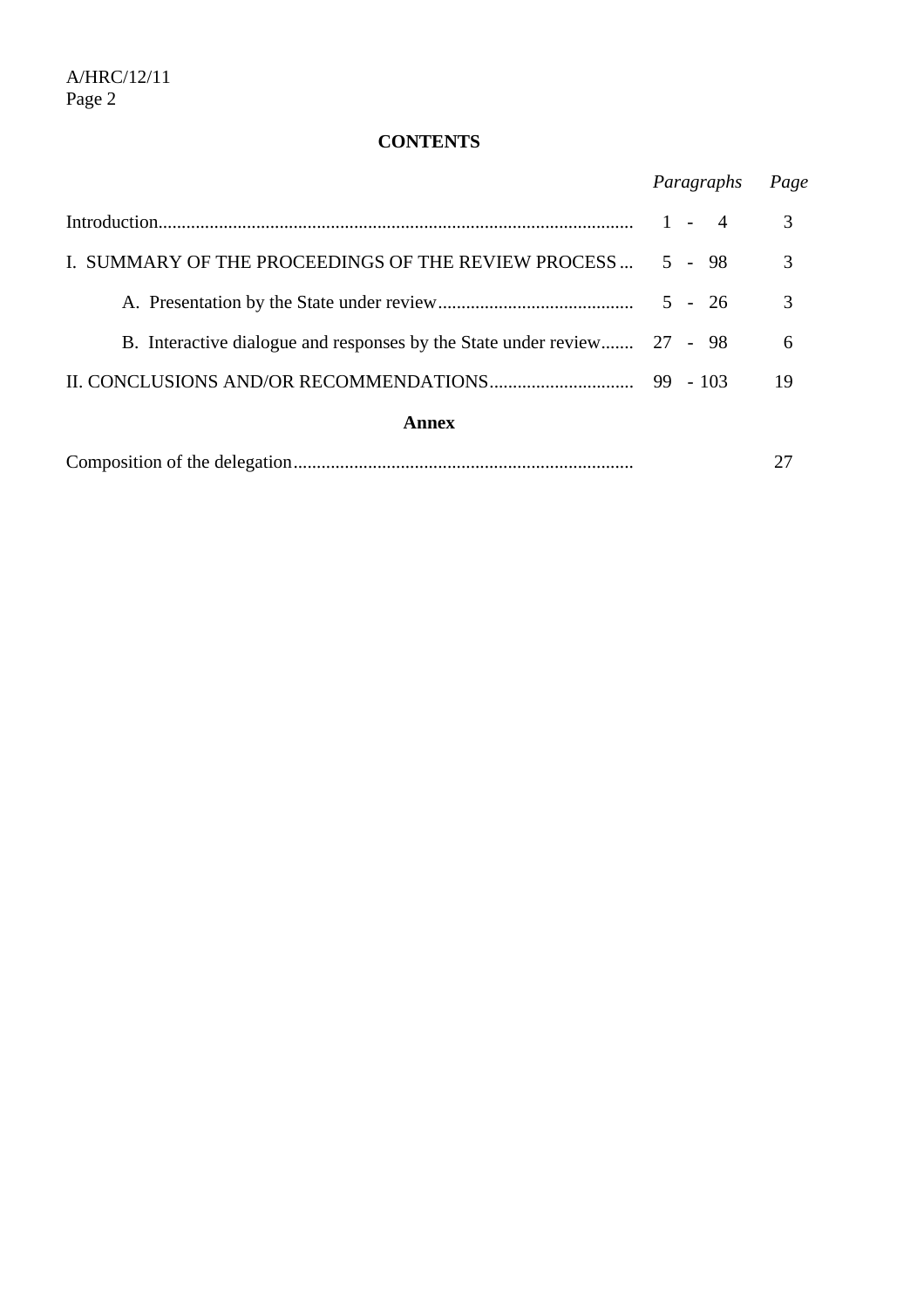**CONTENTS**

| | *Paragraphs* | *Page* |
|---|---|---|
| Introduction | 1 - 4 | 3 |
| I. SUMMARY OF THE PROCEEDINGS OF THE REVIEW PROCESS | 5 - 98 | 3 |
| A. Presentation by the State under review | 5 - 26 | 3 |
| B. Interactive dialogue and responses by the State under review | 27 - 98 | 6 |
| II. CONCLUSIONS AND/OR RECOMMENDATIONS | 99 - 103 | 19 |

**Annex**

| | | |
|---|---|---|
| Composition of the delegation | | 27 |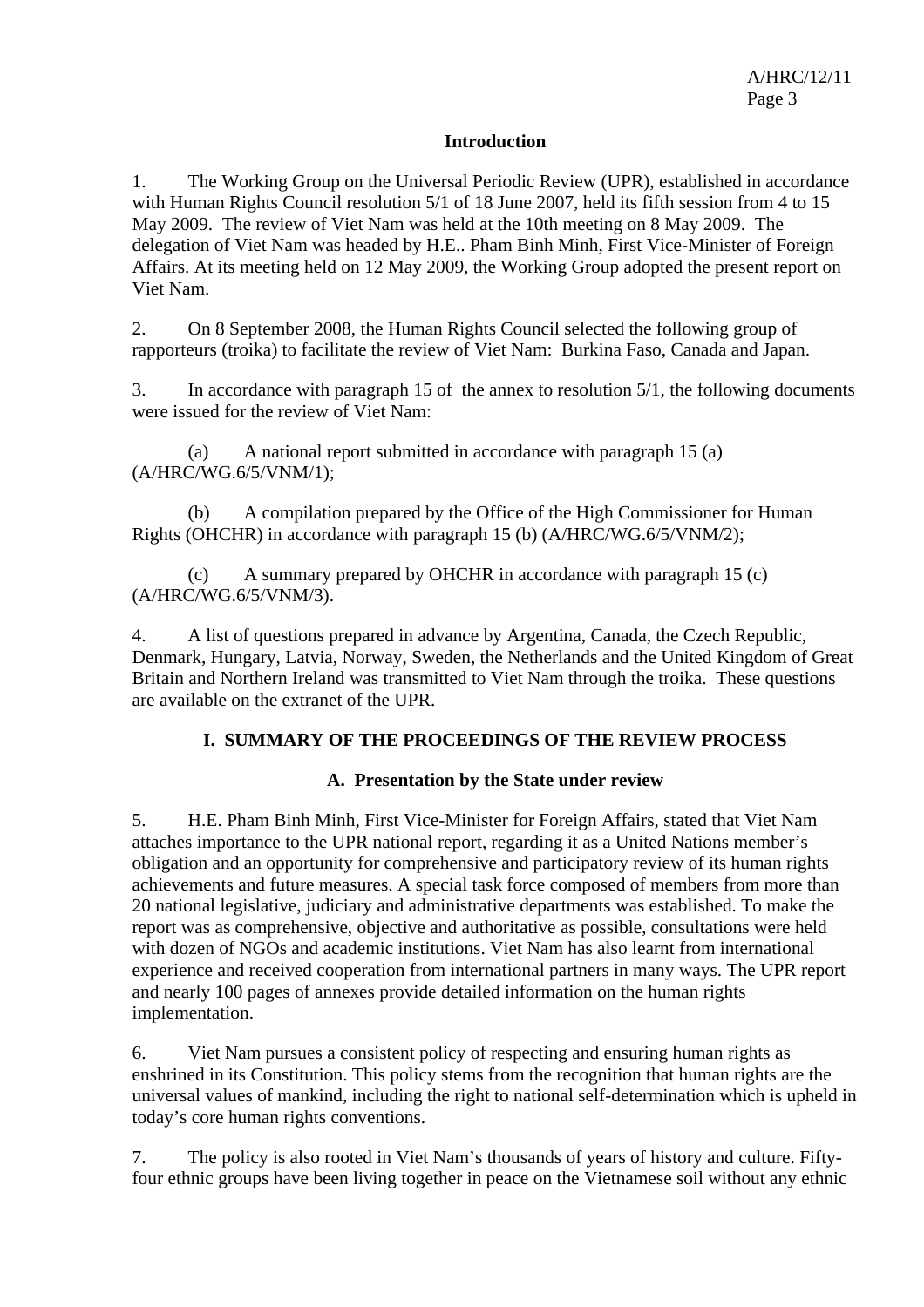## Introduction

1. The Working Group on the Universal Periodic Review (UPR), established in accordance with Human Rights Council resolution 5/1 of 18 June 2007, held its fifth session from 4 to 15 May 2009. The review of Viet Nam was held at the 10th meeting on 8 May 2009. The delegation of Viet Nam was headed by H.E.. Pham Binh Minh, First Vice-Minister of Foreign Affairs. At its meeting held on 12 May 2009, the Working Group adopted the present report on Viet Nam.

2. On 8 September 2008, the Human Rights Council selected the following group of rapporteurs (troika) to facilitate the review of Viet Nam: Burkina Faso, Canada and Japan.

3. In accordance with paragraph 15 of the annex to resolution 5/1, the following documents were issued for the review of Viet Nam:

(a) A national report submitted in accordance with paragraph 15 (a) (A/HRC/WG.6/5/VNM/1);

(b) A compilation prepared by the Office of the High Commissioner for Human Rights (OHCHR) in accordance with paragraph 15 (b) (A/HRC/WG.6/5/VNM/2);

(c) A summary prepared by OHCHR in accordance with paragraph 15 (c) (A/HRC/WG.6/5/VNM/3).

4. A list of questions prepared in advance by Argentina, Canada, the Czech Republic, Denmark, Hungary, Latvia, Norway, Sweden, the Netherlands and the United Kingdom of Great Britain and Northern Ireland was transmitted to Viet Nam through the troika. These questions are available on the extranet of the UPR.

## I. SUMMARY OF THE PROCEEDINGS OF THE REVIEW PROCESS

### A. Presentation by the State under review

5. H.E. Pham Binh Minh, First Vice-Minister for Foreign Affairs, stated that Viet Nam attaches importance to the UPR national report, regarding it as a United Nations member's obligation and an opportunity for comprehensive and participatory review of its human rights achievements and future measures. A special task force composed of members from more than 20 national legislative, judiciary and administrative departments was established. To make the report was as comprehensive, objective and authoritative as possible, consultations were held with dozen of NGOs and academic institutions. Viet Nam has also learnt from international experience and received cooperation from international partners in many ways. The UPR report and nearly 100 pages of annexes provide detailed information on the human rights implementation.

6. Viet Nam pursues a consistent policy of respecting and ensuring human rights as enshrined in its Constitution. This policy stems from the recognition that human rights are the universal values of mankind, including the right to national self-determination which is upheld in today's core human rights conventions.

7. The policy is also rooted in Viet Nam's thousands of years of history and culture. Fifty-four ethnic groups have been living together in peace on the Vietnamese soil without any ethnic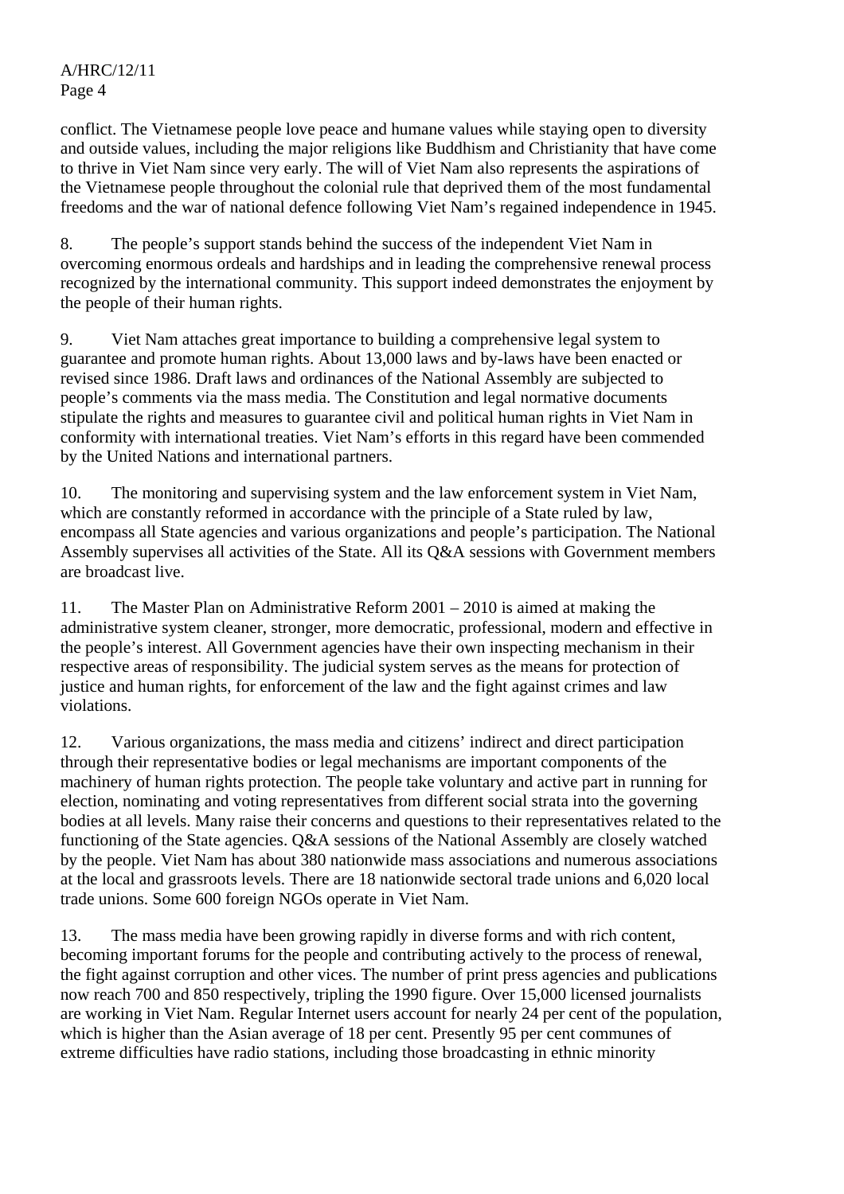conflict. The Vietnamese people love peace and humane values while staying open to diversity and outside values, including the major religions like Buddhism and Christianity that have come to thrive in Viet Nam since very early. The will of Viet Nam also represents the aspirations of the Vietnamese people throughout the colonial rule that deprived them of the most fundamental freedoms and the war of national defence following Viet Nam's regained independence in 1945.

8. The people's support stands behind the success of the independent Viet Nam in overcoming enormous ordeals and hardships and in leading the comprehensive renewal process recognized by the international community. This support indeed demonstrates the enjoyment by the people of their human rights.

9. Viet Nam attaches great importance to building a comprehensive legal system to guarantee and promote human rights. About 13,000 laws and by-laws have been enacted or revised since 1986. Draft laws and ordinances of the National Assembly are subjected to people's comments via the mass media. The Constitution and legal normative documents stipulate the rights and measures to guarantee civil and political human rights in Viet Nam in conformity with international treaties. Viet Nam's efforts in this regard have been commended by the United Nations and international partners.

10. The monitoring and supervising system and the law enforcement system in Viet Nam, which are constantly reformed in accordance with the principle of a State ruled by law, encompass all State agencies and various organizations and people's participation. The National Assembly supervises all activities of the State. All its Q&A sessions with Government members are broadcast live.

11. The Master Plan on Administrative Reform 2001 – 2010 is aimed at making the administrative system cleaner, stronger, more democratic, professional, modern and effective in the people's interest. All Government agencies have their own inspecting mechanism in their respective areas of responsibility. The judicial system serves as the means for protection of justice and human rights, for enforcement of the law and the fight against crimes and law violations.

12. Various organizations, the mass media and citizens' indirect and direct participation through their representative bodies or legal mechanisms are important components of the machinery of human rights protection. The people take voluntary and active part in running for election, nominating and voting representatives from different social strata into the governing bodies at all levels. Many raise their concerns and questions to their representatives related to the functioning of the State agencies. Q&A sessions of the National Assembly are closely watched by the people. Viet Nam has about 380 nationwide mass associations and numerous associations at the local and grassroots levels. There are 18 nationwide sectoral trade unions and 6,020 local trade unions. Some 600 foreign NGOs operate in Viet Nam.

13. The mass media have been growing rapidly in diverse forms and with rich content, becoming important forums for the people and contributing actively to the process of renewal, the fight against corruption and other vices. The number of print press agencies and publications now reach 700 and 850 respectively, tripling the 1990 figure. Over 15,000 licensed journalists are working in Viet Nam. Regular Internet users account for nearly 24 per cent of the population, which is higher than the Asian average of 18 per cent. Presently 95 per cent communes of extreme difficulties have radio stations, including those broadcasting in ethnic minority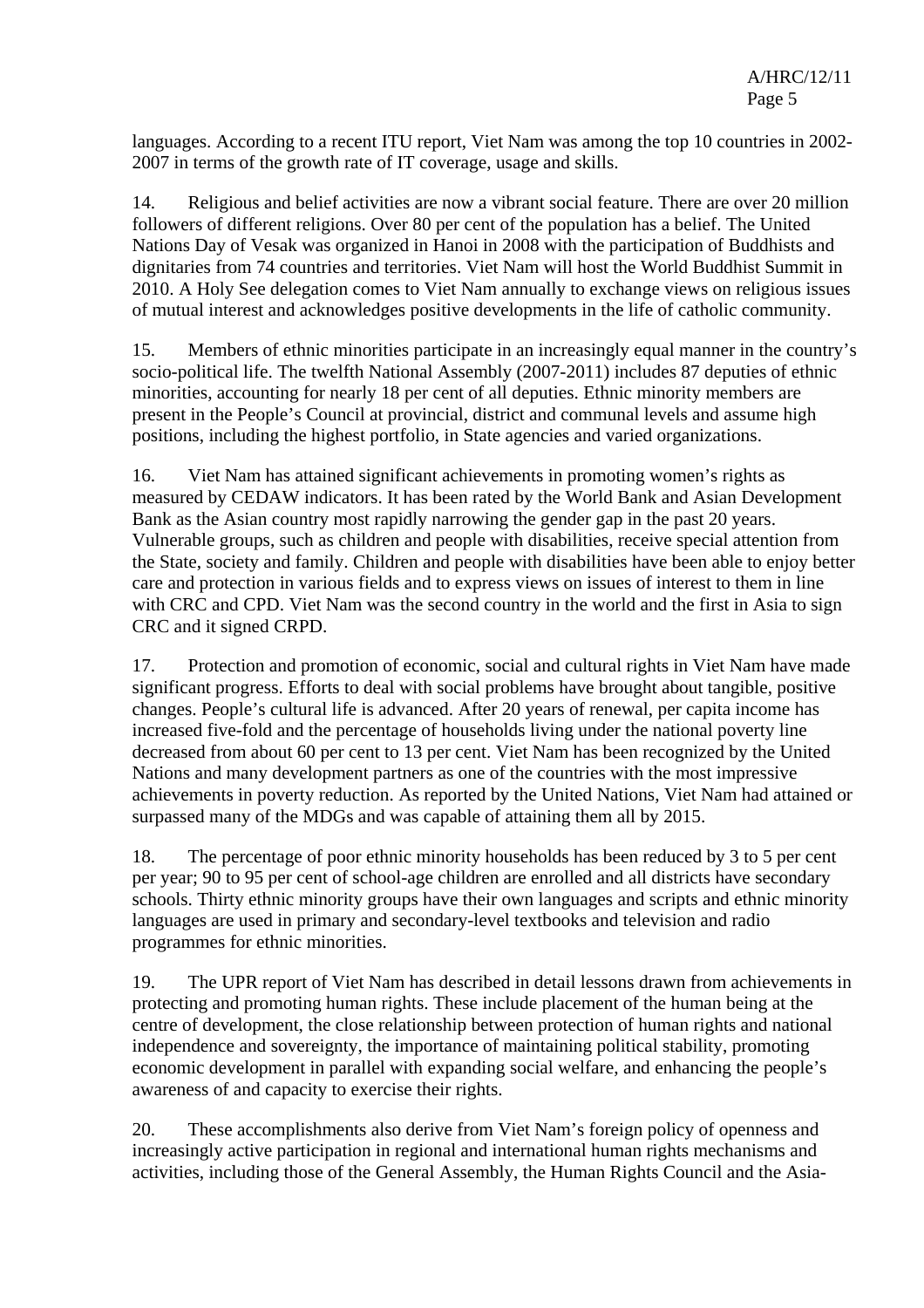languages. According to a recent ITU report, Viet Nam was among the top 10 countries in 2002-2007 in terms of the growth rate of IT coverage, usage and skills.

14. Religious and belief activities are now a vibrant social feature. There are over 20 million followers of different religions. Over 80 per cent of the population has a belief. The United Nations Day of Vesak was organized in Hanoi in 2008 with the participation of Buddhists and dignitaries from 74 countries and territories. Viet Nam will host the World Buddhist Summit in 2010. A Holy See delegation comes to Viet Nam annually to exchange views on religious issues of mutual interest and acknowledges positive developments in the life of catholic community.

15. Members of ethnic minorities participate in an increasingly equal manner in the country's socio-political life. The twelfth National Assembly (2007-2011) includes 87 deputies of ethnic minorities, accounting for nearly 18 per cent of all deputies. Ethnic minority members are present in the People's Council at provincial, district and communal levels and assume high positions, including the highest portfolio, in State agencies and varied organizations.

16. Viet Nam has attained significant achievements in promoting women's rights as measured by CEDAW indicators. It has been rated by the World Bank and Asian Development Bank as the Asian country most rapidly narrowing the gender gap in the past 20 years. Vulnerable groups, such as children and people with disabilities, receive special attention from the State, society and family. Children and people with disabilities have been able to enjoy better care and protection in various fields and to express views on issues of interest to them in line with CRC and CPD. Viet Nam was the second country in the world and the first in Asia to sign CRC and it signed CRPD.

17. Protection and promotion of economic, social and cultural rights in Viet Nam have made significant progress. Efforts to deal with social problems have brought about tangible, positive changes. People's cultural life is advanced. After 20 years of renewal, per capita income has increased five-fold and the percentage of households living under the national poverty line decreased from about 60 per cent to 13 per cent. Viet Nam has been recognized by the United Nations and many development partners as one of the countries with the most impressive achievements in poverty reduction. As reported by the United Nations, Viet Nam had attained or surpassed many of the MDGs and was capable of attaining them all by 2015.

18. The percentage of poor ethnic minority households has been reduced by 3 to 5 per cent per year; 90 to 95 per cent of school-age children are enrolled and all districts have secondary schools. Thirty ethnic minority groups have their own languages and scripts and ethnic minority languages are used in primary and secondary-level textbooks and television and radio programmes for ethnic minorities.

19. The UPR report of Viet Nam has described in detail lessons drawn from achievements in protecting and promoting human rights. These include placement of the human being at the centre of development, the close relationship between protection of human rights and national independence and sovereignty, the importance of maintaining political stability, promoting economic development in parallel with expanding social welfare, and enhancing the people's awareness of and capacity to exercise their rights.

20. These accomplishments also derive from Viet Nam's foreign policy of openness and increasingly active participation in regional and international human rights mechanisms and activities, including those of the General Assembly, the Human Rights Council and the Asia-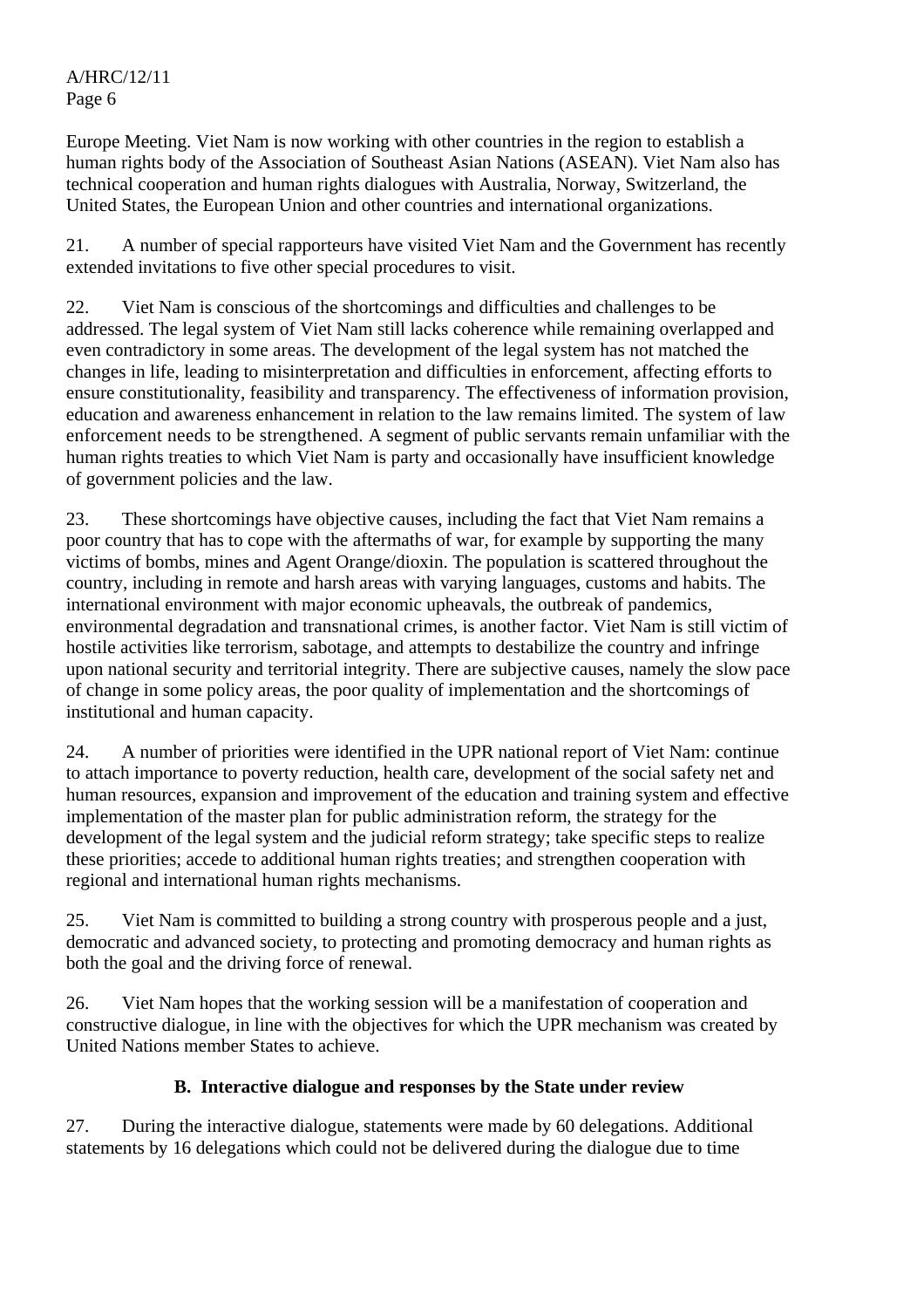Europe Meeting. Viet Nam is now working with other countries in the region to establish a human rights body of the Association of Southeast Asian Nations (ASEAN). Viet Nam also has technical cooperation and human rights dialogues with Australia, Norway, Switzerland, the United States, the European Union and other countries and international organizations.

21. A number of special rapporteurs have visited Viet Nam and the Government has recently extended invitations to five other special procedures to visit.

22. Viet Nam is conscious of the shortcomings and difficulties and challenges to be addressed. The legal system of Viet Nam still lacks coherence while remaining overlapped and even contradictory in some areas. The development of the legal system has not matched the changes in life, leading to misinterpretation and difficulties in enforcement, affecting efforts to ensure constitutionality, feasibility and transparency. The effectiveness of information provision, education and awareness enhancement in relation to the law remains limited. The system of law enforcement needs to be strengthened. A segment of public servants remain unfamiliar with the human rights treaties to which Viet Nam is party and occasionally have insufficient knowledge of government policies and the law.

23. These shortcomings have objective causes, including the fact that Viet Nam remains a poor country that has to cope with the aftermaths of war, for example by supporting the many victims of bombs, mines and Agent Orange/dioxin. The population is scattered throughout the country, including in remote and harsh areas with varying languages, customs and habits. The international environment with major economic upheavals, the outbreak of pandemics, environmental degradation and transnational crimes, is another factor. Viet Nam is still victim of hostile activities like terrorism, sabotage, and attempts to destabilize the country and infringe upon national security and territorial integrity. There are subjective causes, namely the slow pace of change in some policy areas, the poor quality of implementation and the shortcomings of institutional and human capacity.

24. A number of priorities were identified in the UPR national report of Viet Nam: continue to attach importance to poverty reduction, health care, development of the social safety net and human resources, expansion and improvement of the education and training system and effective implementation of the master plan for public administration reform, the strategy for the development of the legal system and the judicial reform strategy; take specific steps to realize these priorities; accede to additional human rights treaties; and strengthen cooperation with regional and international human rights mechanisms.

25. Viet Nam is committed to building a strong country with prosperous people and a just, democratic and advanced society, to protecting and promoting democracy and human rights as both the goal and the driving force of renewal.

26. Viet Nam hopes that the working session will be a manifestation of cooperation and constructive dialogue, in line with the objectives for which the UPR mechanism was created by United Nations member States to achieve.

### B. Interactive dialogue and responses by the State under review

27. During the interactive dialogue, statements were made by 60 delegations. Additional statements by 16 delegations which could not be delivered during the dialogue due to time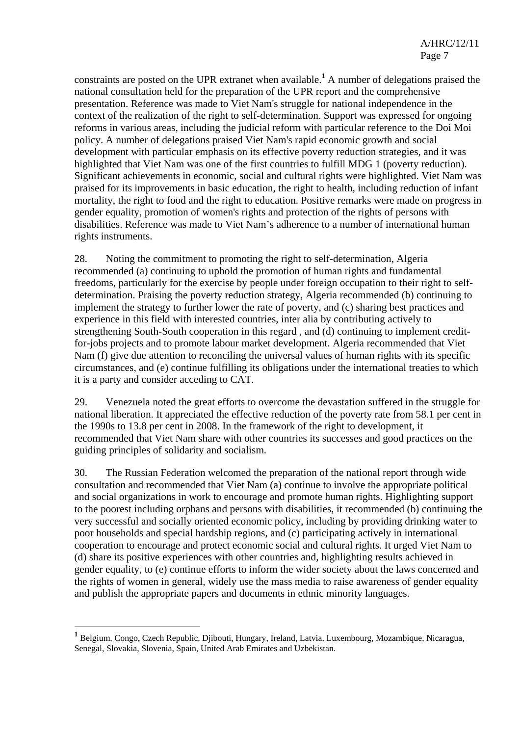constraints are posted on the UPR extranet when available.[1] A number of delegations praised the national consultation held for the preparation of the UPR report and the comprehensive presentation. Reference was made to Viet Nam's struggle for national independence in the context of the realization of the right to self-determination. Support was expressed for ongoing reforms in various areas, including the judicial reform with particular reference to the Doi Moi policy. A number of delegations praised Viet Nam's rapid economic growth and social development with particular emphasis on its effective poverty reduction strategies, and it was highlighted that Viet Nam was one of the first countries to fulfill MDG 1 (poverty reduction). Significant achievements in economic, social and cultural rights were highlighted. Viet Nam was praised for its improvements in basic education, the right to health, including reduction of infant mortality, the right to food and the right to education. Positive remarks were made on progress in gender equality, promotion of women's rights and protection of the rights of persons with disabilities. Reference was made to Viet Nam's adherence to a number of international human rights instruments.

28. Noting the commitment to promoting the right to self-determination, Algeria recommended (a) continuing to uphold the promotion of human rights and fundamental freedoms, particularly for the exercise by people under foreign occupation to their right to self-determination. Praising the poverty reduction strategy, Algeria recommended (b) continuing to implement the strategy to further lower the rate of poverty, and (c) sharing best practices and experience in this field with interested countries, inter alia by contributing actively to strengthening South-South cooperation in this regard , and (d) continuing to implement credit-for-jobs projects and to promote labour market development. Algeria recommended that Viet Nam (f) give due attention to reconciling the universal values of human rights with its specific circumstances, and (e) continue fulfilling its obligations under the international treaties to which it is a party and consider acceding to CAT.

29. Venezuela noted the great efforts to overcome the devastation suffered in the struggle for national liberation. It appreciated the effective reduction of the poverty rate from 58.1 per cent in the 1990s to 13.8 per cent in 2008. In the framework of the right to development, it recommended that Viet Nam share with other countries its successes and good practices on the guiding principles of solidarity and socialism.

30. The Russian Federation welcomed the preparation of the national report through wide consultation and recommended that Viet Nam (a) continue to involve the appropriate political and social organizations in work to encourage and promote human rights. Highlighting support to the poorest including orphans and persons with disabilities, it recommended (b) continuing the very successful and socially oriented economic policy, including by providing drinking water to poor households and special hardship regions, and (c) participating actively in international cooperation to encourage and protect economic social and cultural rights. It urged Viet Nam to (d) share its positive experiences with other countries and, highlighting results achieved in gender equality, to (e) continue efforts to inform the wider society about the laws concerned and the rights of women in general, widely use the mass media to raise awareness of gender equality and publish the appropriate papers and documents in ethnic minority languages.

---

[1] Belgium, Congo, Czech Republic, Djibouti, Hungary, Ireland, Latvia, Luxembourg, Mozambique, Nicaragua, Senegal, Slovakia, Slovenia, Spain, United Arab Emirates and Uzbekistan.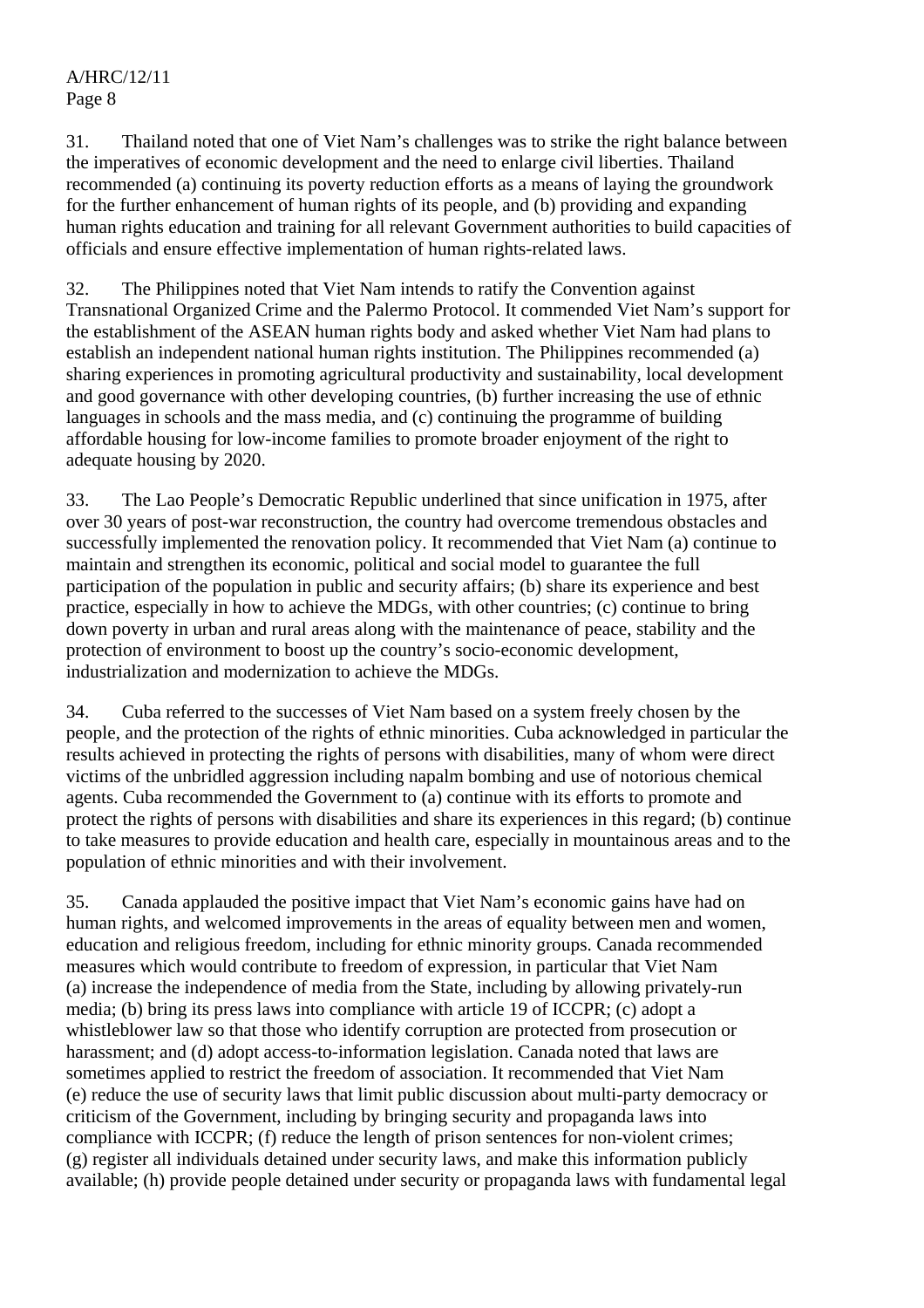31. Thailand noted that one of Viet Nam's challenges was to strike the right balance between the imperatives of economic development and the need to enlarge civil liberties. Thailand recommended (a) continuing its poverty reduction efforts as a means of laying the groundwork for the further enhancement of human rights of its people, and (b) providing and expanding human rights education and training for all relevant Government authorities to build capacities of officials and ensure effective implementation of human rights-related laws.

32. The Philippines noted that Viet Nam intends to ratify the Convention against Transnational Organized Crime and the Palermo Protocol. It commended Viet Nam's support for the establishment of the ASEAN human rights body and asked whether Viet Nam had plans to establish an independent national human rights institution. The Philippines recommended (a) sharing experiences in promoting agricultural productivity and sustainability, local development and good governance with other developing countries, (b) further increasing the use of ethnic languages in schools and the mass media, and (c) continuing the programme of building affordable housing for low-income families to promote broader enjoyment of the right to adequate housing by 2020.

33. The Lao People's Democratic Republic underlined that since unification in 1975, after over 30 years of post-war reconstruction, the country had overcome tremendous obstacles and successfully implemented the renovation policy. It recommended that Viet Nam (a) continue to maintain and strengthen its economic, political and social model to guarantee the full participation of the population in public and security affairs; (b) share its experience and best practice, especially in how to achieve the MDGs, with other countries; (c) continue to bring down poverty in urban and rural areas along with the maintenance of peace, stability and the protection of environment to boost up the country's socio-economic development, industrialization and modernization to achieve the MDGs.

34. Cuba referred to the successes of Viet Nam based on a system freely chosen by the people, and the protection of the rights of ethnic minorities. Cuba acknowledged in particular the results achieved in protecting the rights of persons with disabilities, many of whom were direct victims of the unbridled aggression including napalm bombing and use of notorious chemical agents. Cuba recommended the Government to (a) continue with its efforts to promote and protect the rights of persons with disabilities and share its experiences in this regard; (b) continue to take measures to provide education and health care, especially in mountainous areas and to the population of ethnic minorities and with their involvement.

35. Canada applauded the positive impact that Viet Nam's economic gains have had on human rights, and welcomed improvements in the areas of equality between men and women, education and religious freedom, including for ethnic minority groups. Canada recommended measures which would contribute to freedom of expression, in particular that Viet Nam (a) increase the independence of media from the State, including by allowing privately-run media; (b) bring its press laws into compliance with article 19 of ICCPR; (c) adopt a whistleblower law so that those who identify corruption are protected from prosecution or harassment; and (d) adopt access-to-information legislation. Canada noted that laws are sometimes applied to restrict the freedom of association. It recommended that Viet Nam (e) reduce the use of security laws that limit public discussion about multi-party democracy or criticism of the Government, including by bringing security and propaganda laws into compliance with ICCPR; (f) reduce the length of prison sentences for non-violent crimes; (g) register all individuals detained under security laws, and make this information publicly available; (h) provide people detained under security or propaganda laws with fundamental legal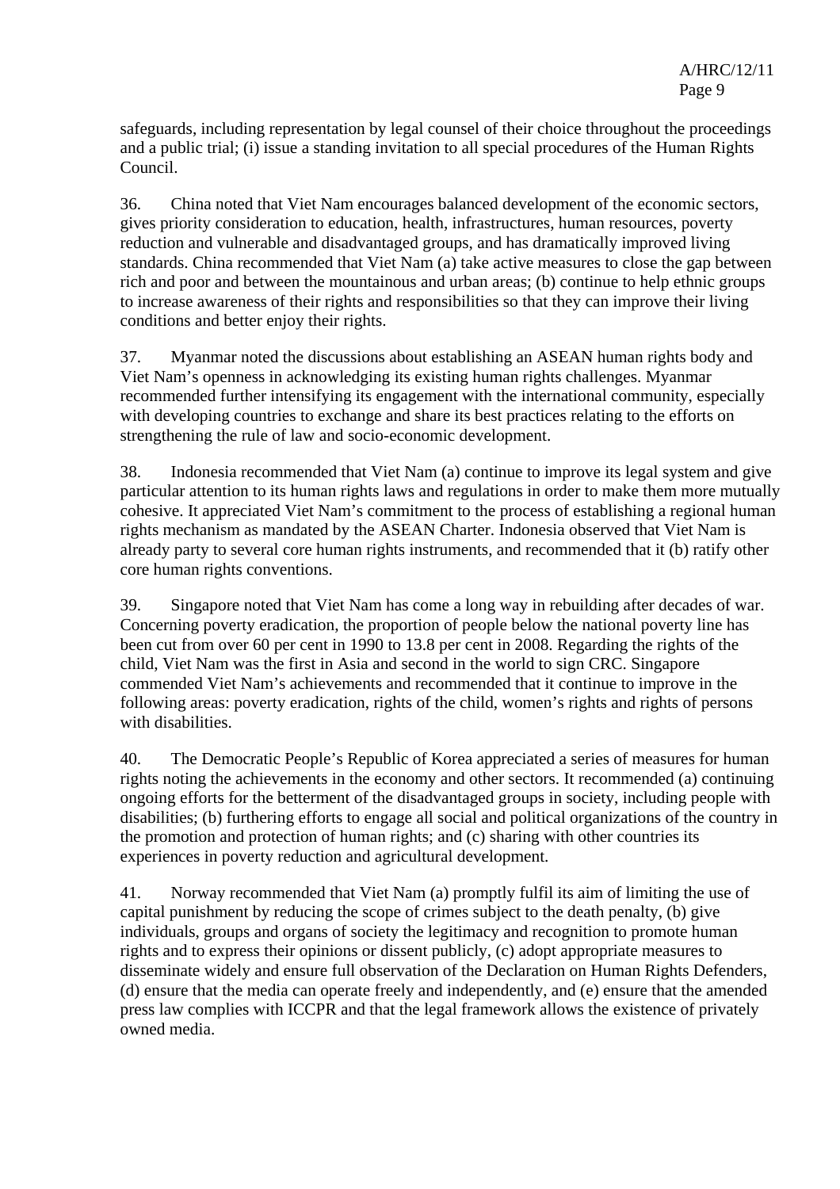safeguards, including representation by legal counsel of their choice throughout the proceedings and a public trial; (i) issue a standing invitation to all special procedures of the Human Rights Council.

36. China noted that Viet Nam encourages balanced development of the economic sectors, gives priority consideration to education, health, infrastructures, human resources, poverty reduction and vulnerable and disadvantaged groups, and has dramatically improved living standards. China recommended that Viet Nam (a) take active measures to close the gap between rich and poor and between the mountainous and urban areas; (b) continue to help ethnic groups to increase awareness of their rights and responsibilities so that they can improve their living conditions and better enjoy their rights.

37. Myanmar noted the discussions about establishing an ASEAN human rights body and Viet Nam's openness in acknowledging its existing human rights challenges. Myanmar recommended further intensifying its engagement with the international community, especially with developing countries to exchange and share its best practices relating to the efforts on strengthening the rule of law and socio-economic development.

38. Indonesia recommended that Viet Nam (a) continue to improve its legal system and give particular attention to its human rights laws and regulations in order to make them more mutually cohesive. It appreciated Viet Nam's commitment to the process of establishing a regional human rights mechanism as mandated by the ASEAN Charter. Indonesia observed that Viet Nam is already party to several core human rights instruments, and recommended that it (b) ratify other core human rights conventions.

39. Singapore noted that Viet Nam has come a long way in rebuilding after decades of war. Concerning poverty eradication, the proportion of people below the national poverty line has been cut from over 60 per cent in 1990 to 13.8 per cent in 2008. Regarding the rights of the child, Viet Nam was the first in Asia and second in the world to sign CRC. Singapore commended Viet Nam's achievements and recommended that it continue to improve in the following areas: poverty eradication, rights of the child, women's rights and rights of persons with disabilities.

40. The Democratic People's Republic of Korea appreciated a series of measures for human rights noting the achievements in the economy and other sectors. It recommended (a) continuing ongoing efforts for the betterment of the disadvantaged groups in society, including people with disabilities; (b) furthering efforts to engage all social and political organizations of the country in the promotion and protection of human rights; and (c) sharing with other countries its experiences in poverty reduction and agricultural development.

41. Norway recommended that Viet Nam (a) promptly fulfil its aim of limiting the use of capital punishment by reducing the scope of crimes subject to the death penalty, (b) give individuals, groups and organs of society the legitimacy and recognition to promote human rights and to express their opinions or dissent publicly, (c) adopt appropriate measures to disseminate widely and ensure full observation of the Declaration on Human Rights Defenders, (d) ensure that the media can operate freely and independently, and (e) ensure that the amended press law complies with ICCPR and that the legal framework allows the existence of privately owned media.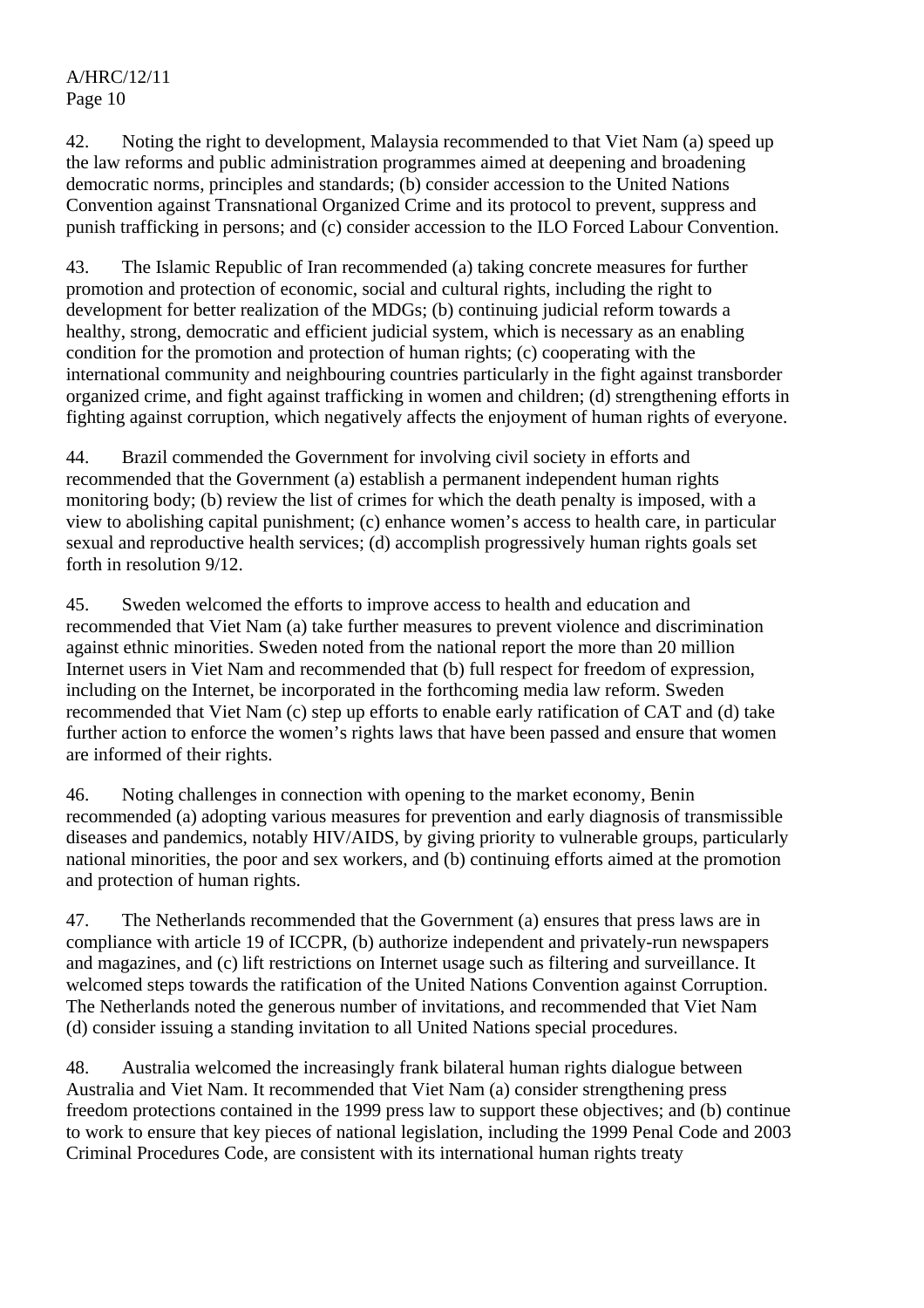42. Noting the right to development, Malaysia recommended to that Viet Nam (a) speed up the law reforms and public administration programmes aimed at deepening and broadening democratic norms, principles and standards; (b) consider accession to the United Nations Convention against Transnational Organized Crime and its protocol to prevent, suppress and punish trafficking in persons; and (c) consider accession to the ILO Forced Labour Convention.

43. The Islamic Republic of Iran recommended (a) taking concrete measures for further promotion and protection of economic, social and cultural rights, including the right to development for better realization of the MDGs; (b) continuing judicial reform towards a healthy, strong, democratic and efficient judicial system, which is necessary as an enabling condition for the promotion and protection of human rights; (c) cooperating with the international community and neighbouring countries particularly in the fight against transborder organized crime, and fight against trafficking in women and children; (d) strengthening efforts in fighting against corruption, which negatively affects the enjoyment of human rights of everyone.

44. Brazil commended the Government for involving civil society in efforts and recommended that the Government (a) establish a permanent independent human rights monitoring body; (b) review the list of crimes for which the death penalty is imposed, with a view to abolishing capital punishment; (c) enhance women's access to health care, in particular sexual and reproductive health services; (d) accomplish progressively human rights goals set forth in resolution 9/12.

45. Sweden welcomed the efforts to improve access to health and education and recommended that Viet Nam (a) take further measures to prevent violence and discrimination against ethnic minorities. Sweden noted from the national report the more than 20 million Internet users in Viet Nam and recommended that (b) full respect for freedom of expression, including on the Internet, be incorporated in the forthcoming media law reform. Sweden recommended that Viet Nam (c) step up efforts to enable early ratification of CAT and (d) take further action to enforce the women's rights laws that have been passed and ensure that women are informed of their rights.

46. Noting challenges in connection with opening to the market economy, Benin recommended (a) adopting various measures for prevention and early diagnosis of transmissible diseases and pandemics, notably HIV/AIDS, by giving priority to vulnerable groups, particularly national minorities, the poor and sex workers, and (b) continuing efforts aimed at the promotion and protection of human rights.

47. The Netherlands recommended that the Government (a) ensures that press laws are in compliance with article 19 of ICCPR, (b) authorize independent and privately-run newspapers and magazines, and (c) lift restrictions on Internet usage such as filtering and surveillance. It welcomed steps towards the ratification of the United Nations Convention against Corruption. The Netherlands noted the generous number of invitations, and recommended that Viet Nam (d) consider issuing a standing invitation to all United Nations special procedures.

48. Australia welcomed the increasingly frank bilateral human rights dialogue between Australia and Viet Nam. It recommended that Viet Nam (a) consider strengthening press freedom protections contained in the 1999 press law to support these objectives; and (b) continue to work to ensure that key pieces of national legislation, including the 1999 Penal Code and 2003 Criminal Procedures Code, are consistent with its international human rights treaty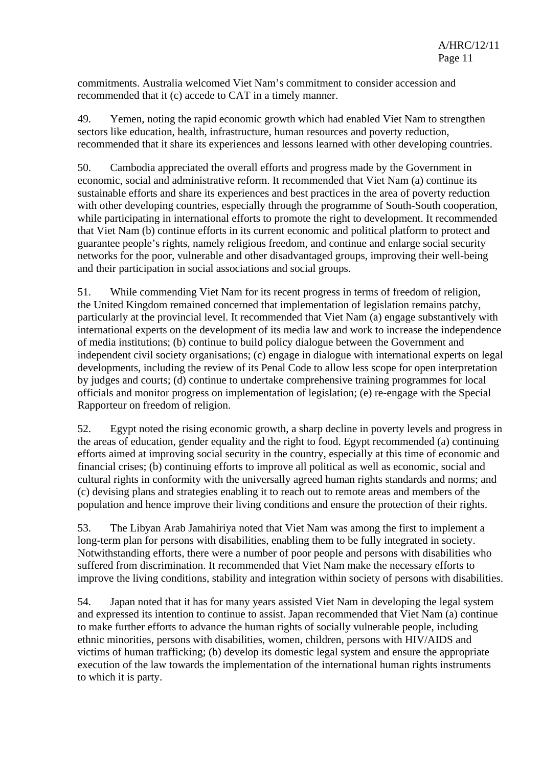commitments. Australia welcomed Viet Nam’s commitment to consider accession and recommended that it (c) accede to CAT in a timely manner.

49. Yemen, noting the rapid economic growth which had enabled Viet Nam to strengthen sectors like education, health, infrastructure, human resources and poverty reduction, recommended that it share its experiences and lessons learned with other developing countries.

50. Cambodia appreciated the overall efforts and progress made by the Government in economic, social and administrative reform. It recommended that Viet Nam (a) continue its sustainable efforts and share its experiences and best practices in the area of poverty reduction with other developing countries, especially through the programme of South-South cooperation, while participating in international efforts to promote the right to development. It recommended that Viet Nam (b) continue efforts in its current economic and political platform to protect and guarantee people’s rights, namely religious freedom, and continue and enlarge social security networks for the poor, vulnerable and other disadvantaged groups, improving their well-being and their participation in social associations and social groups.

51. While commending Viet Nam for its recent progress in terms of freedom of religion, the United Kingdom remained concerned that implementation of legislation remains patchy, particularly at the provincial level. It recommended that Viet Nam (a) engage substantively with international experts on the development of its media law and work to increase the independence of media institutions; (b) continue to build policy dialogue between the Government and independent civil society organisations; (c) engage in dialogue with international experts on legal developments, including the review of its Penal Code to allow less scope for open interpretation by judges and courts; (d) continue to undertake comprehensive training programmes for local officials and monitor progress on implementation of legislation; (e) re-engage with the Special Rapporteur on freedom of religion.

52. Egypt noted the rising economic growth, a sharp decline in poverty levels and progress in the areas of education, gender equality and the right to food. Egypt recommended (a) continuing efforts aimed at improving social security in the country, especially at this time of economic and financial crises; (b) continuing efforts to improve all political as well as economic, social and cultural rights in conformity with the universally agreed human rights standards and norms; and (c) devising plans and strategies enabling it to reach out to remote areas and members of the population and hence improve their living conditions and ensure the protection of their rights.

53. The Libyan Arab Jamahiriya noted that Viet Nam was among the first to implement a long-term plan for persons with disabilities, enabling them to be fully integrated in society. Notwithstanding efforts, there were a number of poor people and persons with disabilities who suffered from discrimination. It recommended that Viet Nam make the necessary efforts to improve the living conditions, stability and integration within society of persons with disabilities.

54. Japan noted that it has for many years assisted Viet Nam in developing the legal system and expressed its intention to continue to assist. Japan recommended that Viet Nam (a) continue to make further efforts to advance the human rights of socially vulnerable people, including ethnic minorities, persons with disabilities, women, children, persons with HIV/AIDS and victims of human trafficking; (b) develop its domestic legal system and ensure the appropriate execution of the law towards the implementation of the international human rights instruments to which it is party.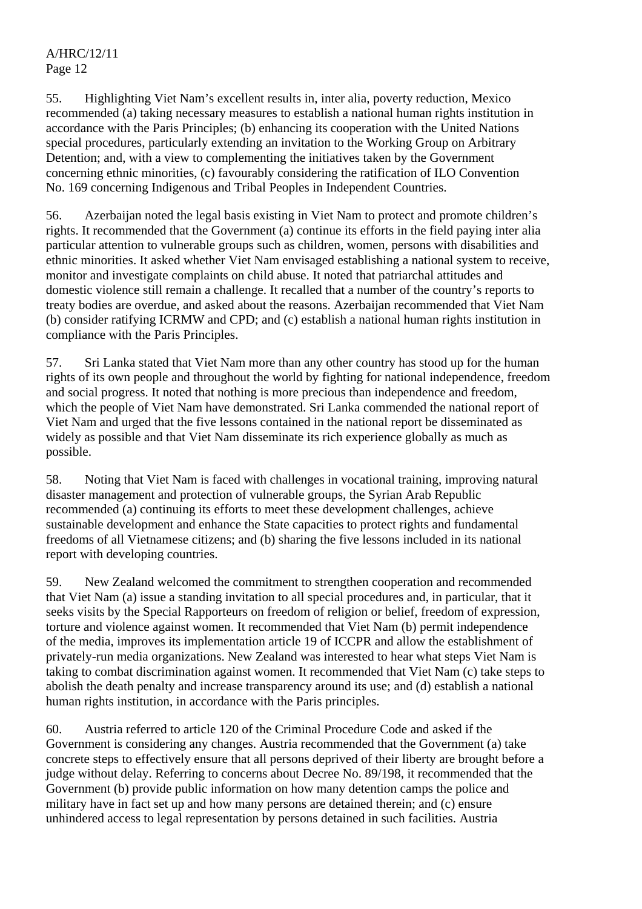55. Highlighting Viet Nam's excellent results in, inter alia, poverty reduction, Mexico recommended (a) taking necessary measures to establish a national human rights institution in accordance with the Paris Principles; (b) enhancing its cooperation with the United Nations special procedures, particularly extending an invitation to the Working Group on Arbitrary Detention; and, with a view to complementing the initiatives taken by the Government concerning ethnic minorities, (c) favourably considering the ratification of ILO Convention No. 169 concerning Indigenous and Tribal Peoples in Independent Countries.

56. Azerbaijan noted the legal basis existing in Viet Nam to protect and promote children's rights. It recommended that the Government (a) continue its efforts in the field paying inter alia particular attention to vulnerable groups such as children, women, persons with disabilities and ethnic minorities. It asked whether Viet Nam envisaged establishing a national system to receive, monitor and investigate complaints on child abuse. It noted that patriarchal attitudes and domestic violence still remain a challenge. It recalled that a number of the country's reports to treaty bodies are overdue, and asked about the reasons. Azerbaijan recommended that Viet Nam (b) consider ratifying ICRMW and CPD; and (c) establish a national human rights institution in compliance with the Paris Principles.

57. Sri Lanka stated that Viet Nam more than any other country has stood up for the human rights of its own people and throughout the world by fighting for national independence, freedom and social progress. It noted that nothing is more precious than independence and freedom, which the people of Viet Nam have demonstrated. Sri Lanka commended the national report of Viet Nam and urged that the five lessons contained in the national report be disseminated as widely as possible and that Viet Nam disseminate its rich experience globally as much as possible.

58. Noting that Viet Nam is faced with challenges in vocational training, improving natural disaster management and protection of vulnerable groups, the Syrian Arab Republic recommended (a) continuing its efforts to meet these development challenges, achieve sustainable development and enhance the State capacities to protect rights and fundamental freedoms of all Vietnamese citizens; and (b) sharing the five lessons included in its national report with developing countries.

59. New Zealand welcomed the commitment to strengthen cooperation and recommended that Viet Nam (a) issue a standing invitation to all special procedures and, in particular, that it seeks visits by the Special Rapporteurs on freedom of religion or belief, freedom of expression, torture and violence against women. It recommended that Viet Nam (b) permit independence of the media, improves its implementation article 19 of ICCPR and allow the establishment of privately-run media organizations. New Zealand was interested to hear what steps Viet Nam is taking to combat discrimination against women. It recommended that Viet Nam (c) take steps to abolish the death penalty and increase transparency around its use; and (d) establish a national human rights institution, in accordance with the Paris principles.

60. Austria referred to article 120 of the Criminal Procedure Code and asked if the Government is considering any changes. Austria recommended that the Government (a) take concrete steps to effectively ensure that all persons deprived of their liberty are brought before a judge without delay. Referring to concerns about Decree No. 89/198, it recommended that the Government (b) provide public information on how many detention camps the police and military have in fact set up and how many persons are detained therein; and (c) ensure unhindered access to legal representation by persons detained in such facilities. Austria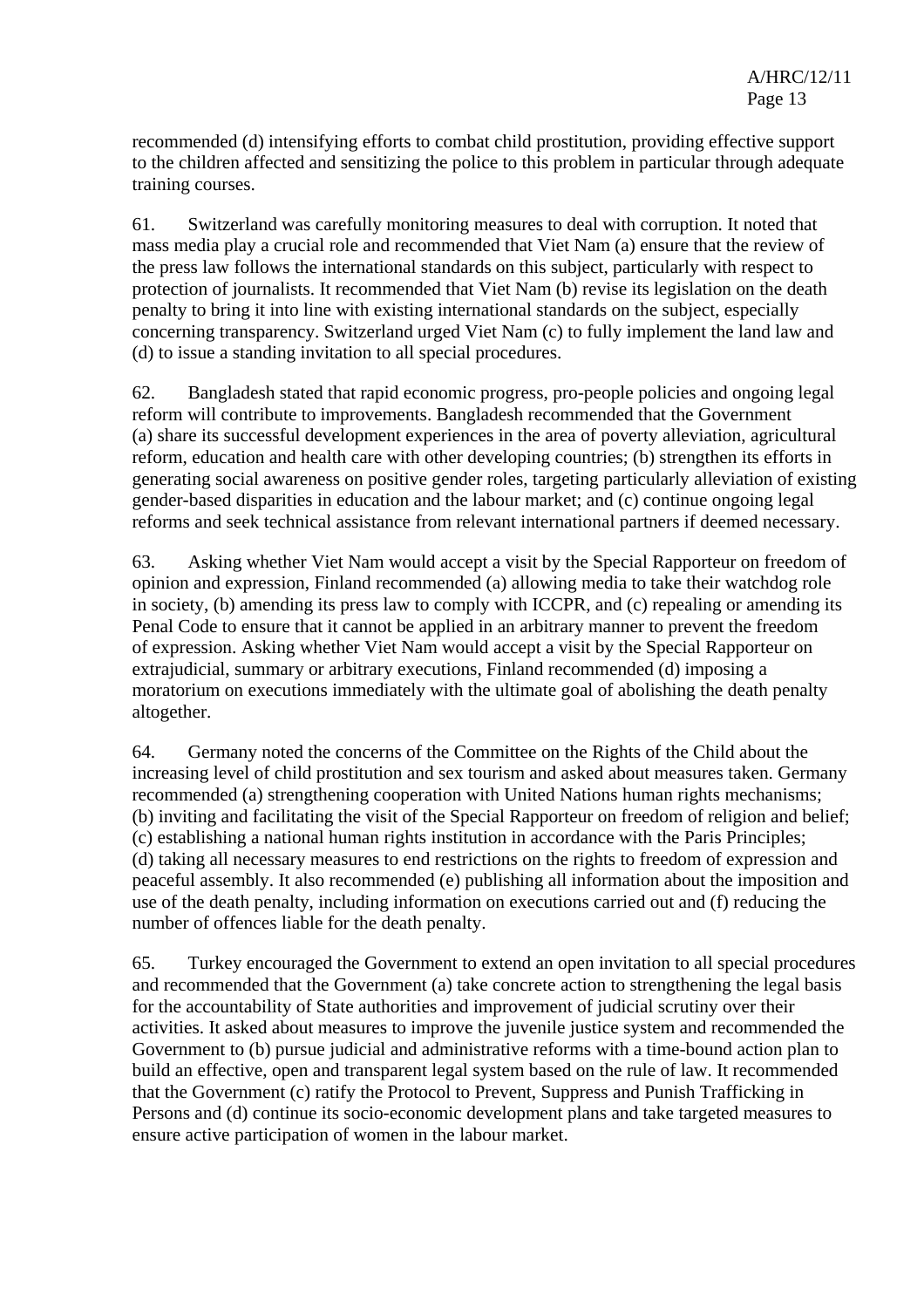recommended (d) intensifying efforts to combat child prostitution, providing effective support to the children affected and sensitizing the police to this problem in particular through adequate training courses.

61. Switzerland was carefully monitoring measures to deal with corruption. It noted that mass media play a crucial role and recommended that Viet Nam (a) ensure that the review of the press law follows the international standards on this subject, particularly with respect to protection of journalists. It recommended that Viet Nam (b) revise its legislation on the death penalty to bring it into line with existing international standards on the subject, especially concerning transparency. Switzerland urged Viet Nam (c) to fully implement the land law and (d) to issue a standing invitation to all special procedures.

62. Bangladesh stated that rapid economic progress, pro-people policies and ongoing legal reform will contribute to improvements. Bangladesh recommended that the Government (a) share its successful development experiences in the area of poverty alleviation, agricultural reform, education and health care with other developing countries; (b) strengthen its efforts in generating social awareness on positive gender roles, targeting particularly alleviation of existing gender-based disparities in education and the labour market; and (c) continue ongoing legal reforms and seek technical assistance from relevant international partners if deemed necessary.

63. Asking whether Viet Nam would accept a visit by the Special Rapporteur on freedom of opinion and expression, Finland recommended (a) allowing media to take their watchdog role in society, (b) amending its press law to comply with ICCPR, and (c) repealing or amending its Penal Code to ensure that it cannot be applied in an arbitrary manner to prevent the freedom of expression. Asking whether Viet Nam would accept a visit by the Special Rapporteur on extrajudicial, summary or arbitrary executions, Finland recommended (d) imposing a moratorium on executions immediately with the ultimate goal of abolishing the death penalty altogether.

64. Germany noted the concerns of the Committee on the Rights of the Child about the increasing level of child prostitution and sex tourism and asked about measures taken. Germany recommended (a) strengthening cooperation with United Nations human rights mechanisms; (b) inviting and facilitating the visit of the Special Rapporteur on freedom of religion and belief; (c) establishing a national human rights institution in accordance with the Paris Principles; (d) taking all necessary measures to end restrictions on the rights to freedom of expression and peaceful assembly. It also recommended (e) publishing all information about the imposition and use of the death penalty, including information on executions carried out and (f) reducing the number of offences liable for the death penalty.

65. Turkey encouraged the Government to extend an open invitation to all special procedures and recommended that the Government (a) take concrete action to strengthening the legal basis for the accountability of State authorities and improvement of judicial scrutiny over their activities. It asked about measures to improve the juvenile justice system and recommended the Government to (b) pursue judicial and administrative reforms with a time-bound action plan to build an effective, open and transparent legal system based on the rule of law. It recommended that the Government (c) ratify the Protocol to Prevent, Suppress and Punish Trafficking in Persons and (d) continue its socio-economic development plans and take targeted measures to ensure active participation of women in the labour market.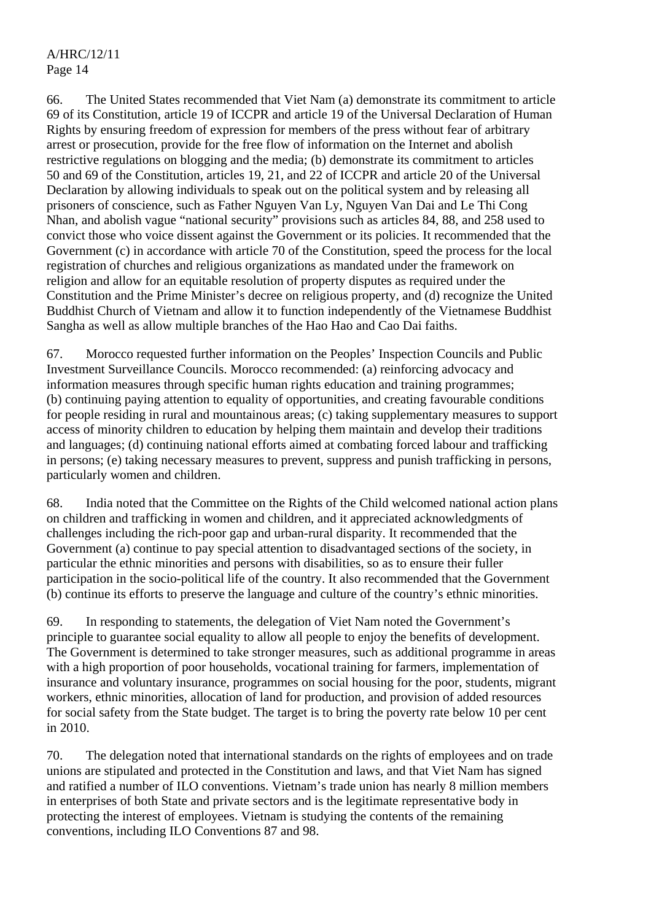66. The United States recommended that Viet Nam (a) demonstrate its commitment to article 69 of its Constitution, article 19 of ICCPR and article 19 of the Universal Declaration of Human Rights by ensuring freedom of expression for members of the press without fear of arbitrary arrest or prosecution, provide for the free flow of information on the Internet and abolish restrictive regulations on blogging and the media; (b) demonstrate its commitment to articles 50 and 69 of the Constitution, articles 19, 21, and 22 of ICCPR and article 20 of the Universal Declaration by allowing individuals to speak out on the political system and by releasing all prisoners of conscience, such as Father Nguyen Van Ly, Nguyen Van Dai and Le Thi Cong Nhan, and abolish vague "national security" provisions such as articles 84, 88, and 258 used to convict those who voice dissent against the Government or its policies. It recommended that the Government (c) in accordance with article 70 of the Constitution, speed the process for the local registration of churches and religious organizations as mandated under the framework on religion and allow for an equitable resolution of property disputes as required under the Constitution and the Prime Minister's decree on religious property, and (d) recognize the United Buddhist Church of Vietnam and allow it to function independently of the Vietnamese Buddhist Sangha as well as allow multiple branches of the Hao Hao and Cao Dai faiths.

67. Morocco requested further information on the Peoples' Inspection Councils and Public Investment Surveillance Councils. Morocco recommended: (a) reinforcing advocacy and information measures through specific human rights education and training programmes; (b) continuing paying attention to equality of opportunities, and creating favourable conditions for people residing in rural and mountainous areas; (c) taking supplementary measures to support access of minority children to education by helping them maintain and develop their traditions and languages; (d) continuing national efforts aimed at combating forced labour and trafficking in persons; (e) taking necessary measures to prevent, suppress and punish trafficking in persons, particularly women and children.

68. India noted that the Committee on the Rights of the Child welcomed national action plans on children and trafficking in women and children, and it appreciated acknowledgments of challenges including the rich-poor gap and urban-rural disparity. It recommended that the Government (a) continue to pay special attention to disadvantaged sections of the society, in particular the ethnic minorities and persons with disabilities, so as to ensure their fuller participation in the socio-political life of the country. It also recommended that the Government (b) continue its efforts to preserve the language and culture of the country's ethnic minorities.

69. In responding to statements, the delegation of Viet Nam noted the Government's principle to guarantee social equality to allow all people to enjoy the benefits of development. The Government is determined to take stronger measures, such as additional programme in areas with a high proportion of poor households, vocational training for farmers, implementation of insurance and voluntary insurance, programmes on social housing for the poor, students, migrant workers, ethnic minorities, allocation of land for production, and provision of added resources for social safety from the State budget. The target is to bring the poverty rate below 10 per cent in 2010.

70. The delegation noted that international standards on the rights of employees and on trade unions are stipulated and protected in the Constitution and laws, and that Viet Nam has signed and ratified a number of ILO conventions. Vietnam's trade union has nearly 8 million members in enterprises of both State and private sectors and is the legitimate representative body in protecting the interest of employees. Vietnam is studying the contents of the remaining conventions, including ILO Conventions 87 and 98.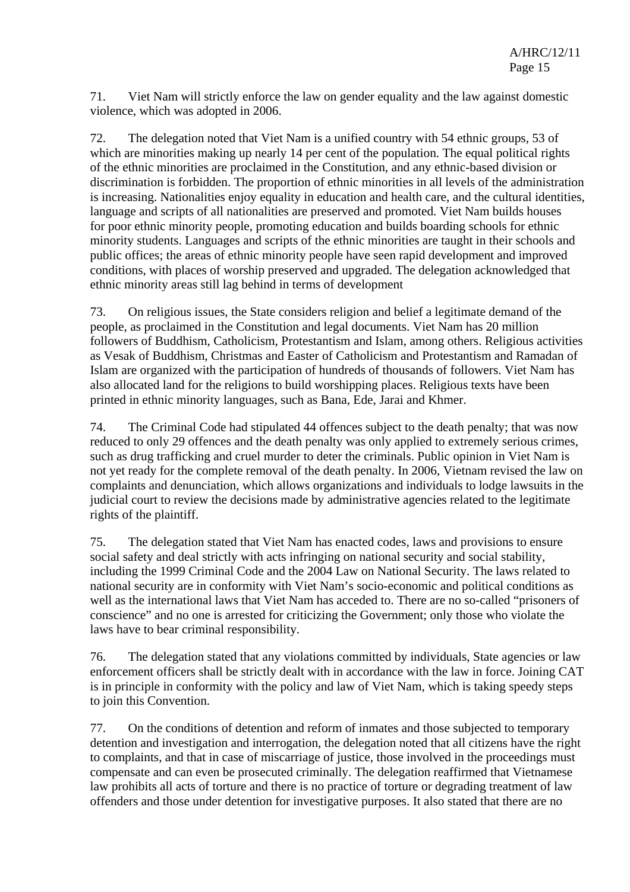71. Viet Nam will strictly enforce the law on gender equality and the law against domestic violence, which was adopted in 2006.

72. The delegation noted that Viet Nam is a unified country with 54 ethnic groups, 53 of which are minorities making up nearly 14 per cent of the population. The equal political rights of the ethnic minorities are proclaimed in the Constitution, and any ethnic-based division or discrimination is forbidden. The proportion of ethnic minorities in all levels of the administration is increasing. Nationalities enjoy equality in education and health care, and the cultural identities, language and scripts of all nationalities are preserved and promoted. Viet Nam builds houses for poor ethnic minority people, promoting education and builds boarding schools for ethnic minority students. Languages and scripts of the ethnic minorities are taught in their schools and public offices; the areas of ethnic minority people have seen rapid development and improved conditions, with places of worship preserved and upgraded. The delegation acknowledged that ethnic minority areas still lag behind in terms of development

73. On religious issues, the State considers religion and belief a legitimate demand of the people, as proclaimed in the Constitution and legal documents. Viet Nam has 20 million followers of Buddhism, Catholicism, Protestantism and Islam, among others. Religious activities as Vesak of Buddhism, Christmas and Easter of Catholicism and Protestantism and Ramadan of Islam are organized with the participation of hundreds of thousands of followers. Viet Nam has also allocated land for the religions to build worshipping places. Religious texts have been printed in ethnic minority languages, such as Bana, Ede, Jarai and Khmer.

74. The Criminal Code had stipulated 44 offences subject to the death penalty; that was now reduced to only 29 offences and the death penalty was only applied to extremely serious crimes, such as drug trafficking and cruel murder to deter the criminals. Public opinion in Viet Nam is not yet ready for the complete removal of the death penalty. In 2006, Vietnam revised the law on complaints and denunciation, which allows organizations and individuals to lodge lawsuits in the judicial court to review the decisions made by administrative agencies related to the legitimate rights of the plaintiff.

75. The delegation stated that Viet Nam has enacted codes, laws and provisions to ensure social safety and deal strictly with acts infringing on national security and social stability, including the 1999 Criminal Code and the 2004 Law on National Security. The laws related to national security are in conformity with Viet Nam's socio-economic and political conditions as well as the international laws that Viet Nam has acceded to. There are no so-called "prisoners of conscience" and no one is arrested for criticizing the Government; only those who violate the laws have to bear criminal responsibility.

76. The delegation stated that any violations committed by individuals, State agencies or law enforcement officers shall be strictly dealt with in accordance with the law in force. Joining CAT is in principle in conformity with the policy and law of Viet Nam, which is taking speedy steps to join this Convention.

77. On the conditions of detention and reform of inmates and those subjected to temporary detention and investigation and interrogation, the delegation noted that all citizens have the right to complaints, and that in case of miscarriage of justice, those involved in the proceedings must compensate and can even be prosecuted criminally. The delegation reaffirmed that Vietnamese law prohibits all acts of torture and there is no practice of torture or degrading treatment of law offenders and those under detention for investigative purposes. It also stated that there are no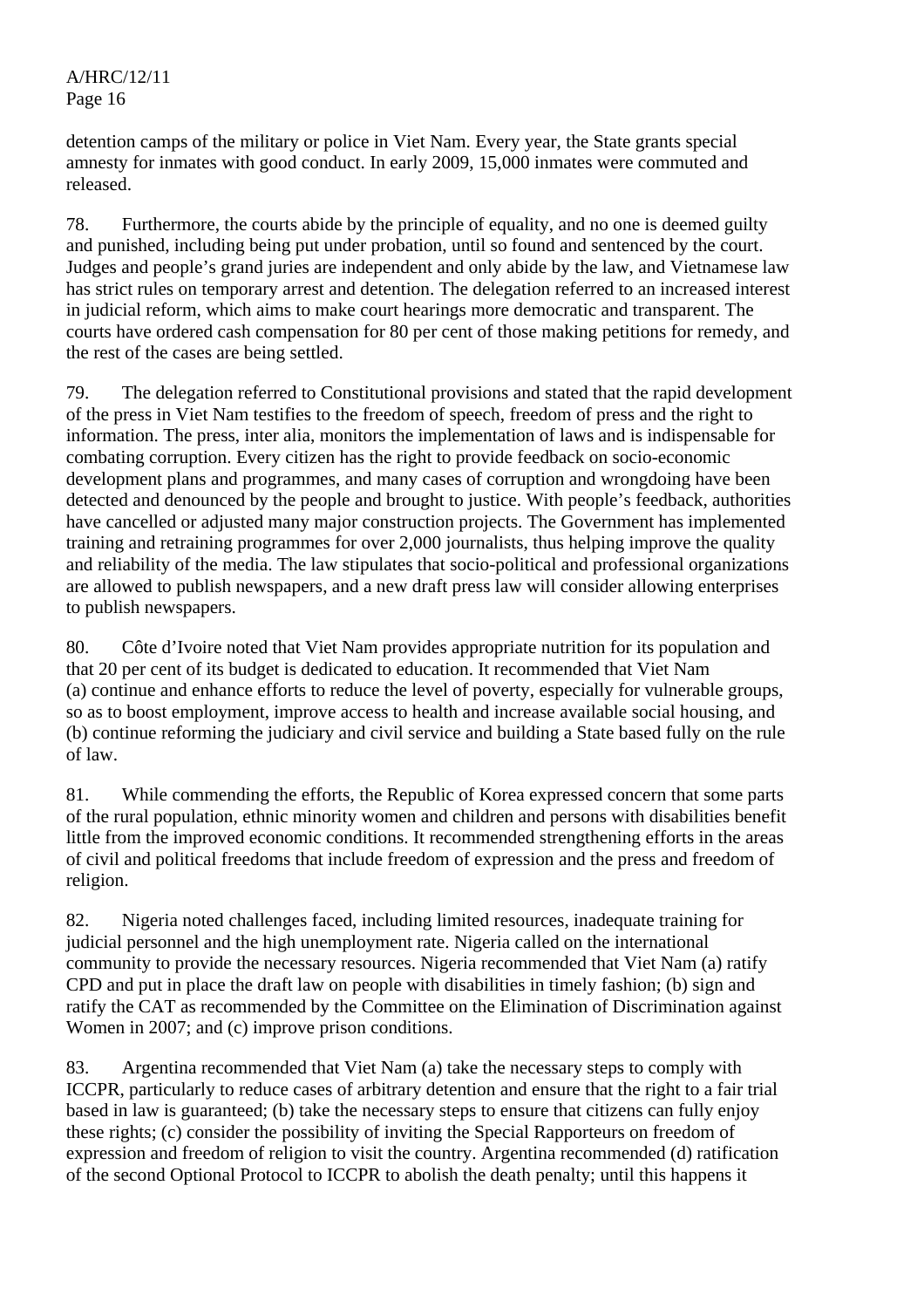detention camps of the military or police in Viet Nam. Every year, the State grants special amnesty for inmates with good conduct. In early 2009, 15,000 inmates were commuted and released.

78. Furthermore, the courts abide by the principle of equality, and no one is deemed guilty and punished, including being put under probation, until so found and sentenced by the court. Judges and people's grand juries are independent and only abide by the law, and Vietnamese law has strict rules on temporary arrest and detention. The delegation referred to an increased interest in judicial reform, which aims to make court hearings more democratic and transparent. The courts have ordered cash compensation for 80 per cent of those making petitions for remedy, and the rest of the cases are being settled.

79. The delegation referred to Constitutional provisions and stated that the rapid development of the press in Viet Nam testifies to the freedom of speech, freedom of press and the right to information. The press, inter alia, monitors the implementation of laws and is indispensable for combating corruption. Every citizen has the right to provide feedback on socio-economic development plans and programmes, and many cases of corruption and wrongdoing have been detected and denounced by the people and brought to justice. With people's feedback, authorities have cancelled or adjusted many major construction projects. The Government has implemented training and retraining programmes for over 2,000 journalists, thus helping improve the quality and reliability of the media. The law stipulates that socio-political and professional organizations are allowed to publish newspapers, and a new draft press law will consider allowing enterprises to publish newspapers.

80. Côte d'Ivoire noted that Viet Nam provides appropriate nutrition for its population and that 20 per cent of its budget is dedicated to education. It recommended that Viet Nam (a) continue and enhance efforts to reduce the level of poverty, especially for vulnerable groups, so as to boost employment, improve access to health and increase available social housing, and (b) continue reforming the judiciary and civil service and building a State based fully on the rule of law.

81. While commending the efforts, the Republic of Korea expressed concern that some parts of the rural population, ethnic minority women and children and persons with disabilities benefit little from the improved economic conditions. It recommended strengthening efforts in the areas of civil and political freedoms that include freedom of expression and the press and freedom of religion.

82. Nigeria noted challenges faced, including limited resources, inadequate training for judicial personnel and the high unemployment rate. Nigeria called on the international community to provide the necessary resources. Nigeria recommended that Viet Nam (a) ratify CPD and put in place the draft law on people with disabilities in timely fashion; (b) sign and ratify the CAT as recommended by the Committee on the Elimination of Discrimination against Women in 2007; and (c) improve prison conditions.

83. Argentina recommended that Viet Nam (a) take the necessary steps to comply with ICCPR, particularly to reduce cases of arbitrary detention and ensure that the right to a fair trial based in law is guaranteed; (b) take the necessary steps to ensure that citizens can fully enjoy these rights; (c) consider the possibility of inviting the Special Rapporteurs on freedom of expression and freedom of religion to visit the country. Argentina recommended (d) ratification of the second Optional Protocol to ICCPR to abolish the death penalty; until this happens it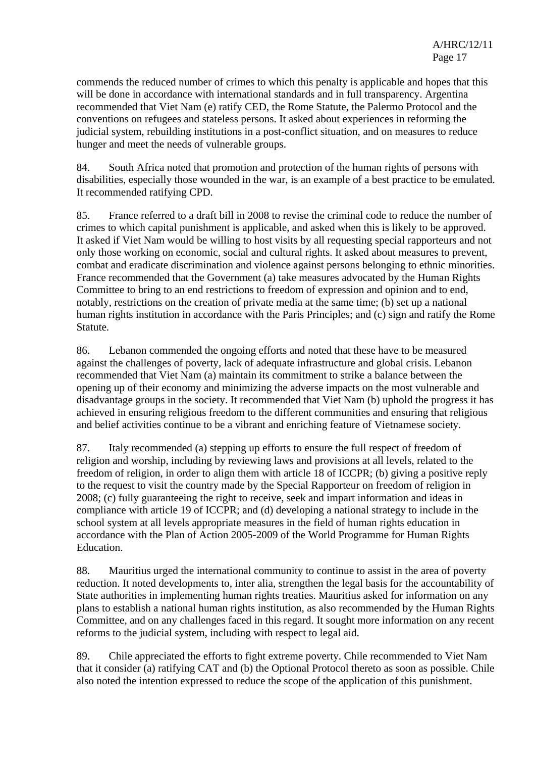commends the reduced number of crimes to which this penalty is applicable and hopes that this will be done in accordance with international standards and in full transparency. Argentina recommended that Viet Nam (e) ratify CED, the Rome Statute, the Palermo Protocol and the conventions on refugees and stateless persons. It asked about experiences in reforming the judicial system, rebuilding institutions in a post-conflict situation, and on measures to reduce hunger and meet the needs of vulnerable groups.

84. South Africa noted that promotion and protection of the human rights of persons with disabilities, especially those wounded in the war, is an example of a best practice to be emulated. It recommended ratifying CPD.

85. France referred to a draft bill in 2008 to revise the criminal code to reduce the number of crimes to which capital punishment is applicable, and asked when this is likely to be approved. It asked if Viet Nam would be willing to host visits by all requesting special rapporteurs and not only those working on economic, social and cultural rights. It asked about measures to prevent, combat and eradicate discrimination and violence against persons belonging to ethnic minorities. France recommended that the Government (a) take measures advocated by the Human Rights Committee to bring to an end restrictions to freedom of expression and opinion and to end, notably, restrictions on the creation of private media at the same time; (b) set up a national human rights institution in accordance with the Paris Principles; and (c) sign and ratify the Rome Statute.

86. Lebanon commended the ongoing efforts and noted that these have to be measured against the challenges of poverty, lack of adequate infrastructure and global crisis. Lebanon recommended that Viet Nam (a) maintain its commitment to strike a balance between the opening up of their economy and minimizing the adverse impacts on the most vulnerable and disadvantage groups in the society. It recommended that Viet Nam (b) uphold the progress it has achieved in ensuring religious freedom to the different communities and ensuring that religious and belief activities continue to be a vibrant and enriching feature of Vietnamese society.

87. Italy recommended (a) stepping up efforts to ensure the full respect of freedom of religion and worship, including by reviewing laws and provisions at all levels, related to the freedom of religion, in order to align them with article 18 of ICCPR; (b) giving a positive reply to the request to visit the country made by the Special Rapporteur on freedom of religion in 2008; (c) fully guaranteeing the right to receive, seek and impart information and ideas in compliance with article 19 of ICCPR; and (d) developing a national strategy to include in the school system at all levels appropriate measures in the field of human rights education in accordance with the Plan of Action 2005-2009 of the World Programme for Human Rights Education.

88. Mauritius urged the international community to continue to assist in the area of poverty reduction. It noted developments to, inter alia, strengthen the legal basis for the accountability of State authorities in implementing human rights treaties. Mauritius asked for information on any plans to establish a national human rights institution, as also recommended by the Human Rights Committee, and on any challenges faced in this regard. It sought more information on any recent reforms to the judicial system, including with respect to legal aid.

89. Chile appreciated the efforts to fight extreme poverty. Chile recommended to Viet Nam that it consider (a) ratifying CAT and (b) the Optional Protocol thereto as soon as possible. Chile also noted the intention expressed to reduce the scope of the application of this punishment.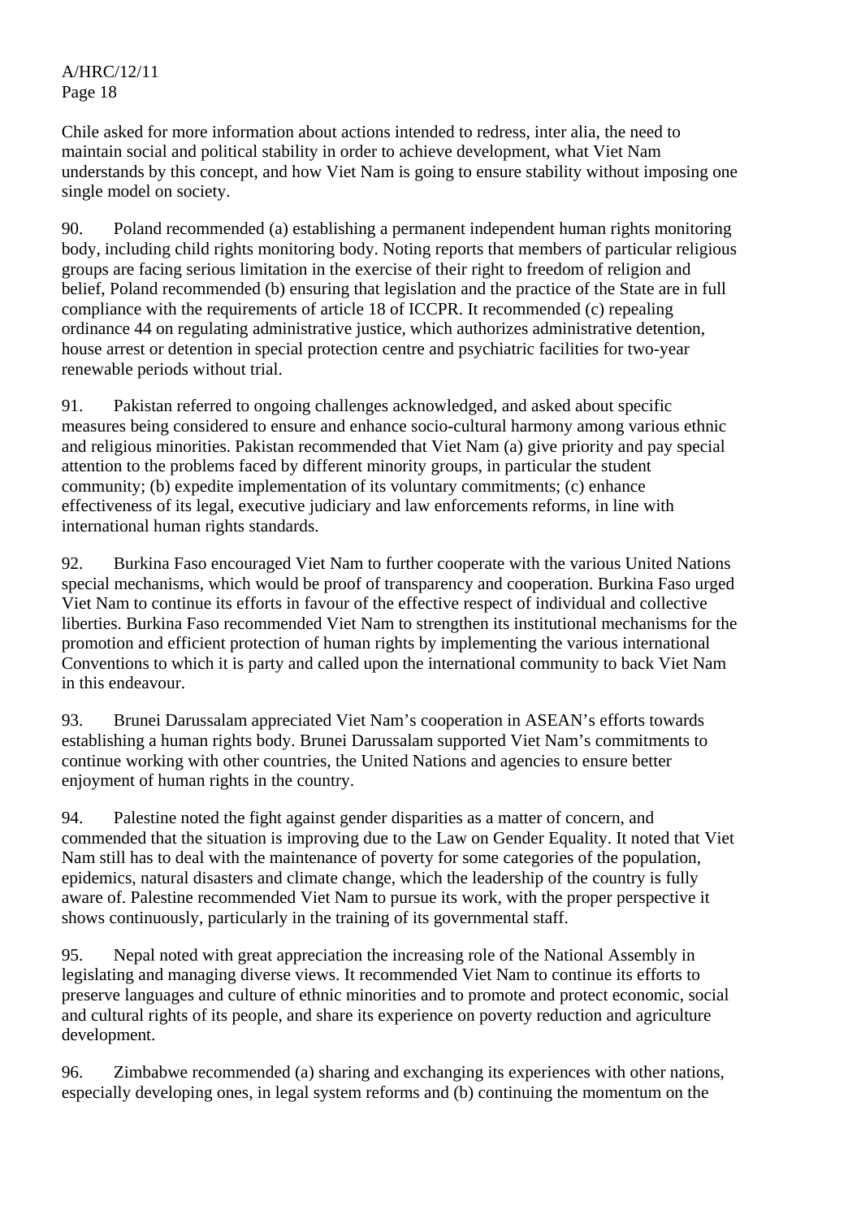Chile asked for more information about actions intended to redress, inter alia, the need to maintain social and political stability in order to achieve development, what Viet Nam understands by this concept, and how Viet Nam is going to ensure stability without imposing one single model on society.

90. Poland recommended (a) establishing a permanent independent human rights monitoring body, including child rights monitoring body. Noting reports that members of particular religious groups are facing serious limitation in the exercise of their right to freedom of religion and belief, Poland recommended (b) ensuring that legislation and the practice of the State are in full compliance with the requirements of article 18 of ICCPR. It recommended (c) repealing ordinance 44 on regulating administrative justice, which authorizes administrative detention, house arrest or detention in special protection centre and psychiatric facilities for two-year renewable periods without trial.

91. Pakistan referred to ongoing challenges acknowledged, and asked about specific measures being considered to ensure and enhance socio-cultural harmony among various ethnic and religious minorities. Pakistan recommended that Viet Nam (a) give priority and pay special attention to the problems faced by different minority groups, in particular the student community; (b) expedite implementation of its voluntary commitments; (c) enhance effectiveness of its legal, executive judiciary and law enforcements reforms, in line with international human rights standards.

92. Burkina Faso encouraged Viet Nam to further cooperate with the various United Nations special mechanisms, which would be proof of transparency and cooperation. Burkina Faso urged Viet Nam to continue its efforts in favour of the effective respect of individual and collective liberties. Burkina Faso recommended Viet Nam to strengthen its institutional mechanisms for the promotion and efficient protection of human rights by implementing the various international Conventions to which it is party and called upon the international community to back Viet Nam in this endeavour.

93. Brunei Darussalam appreciated Viet Nam's cooperation in ASEAN's efforts towards establishing a human rights body. Brunei Darussalam supported Viet Nam's commitments to continue working with other countries, the United Nations and agencies to ensure better enjoyment of human rights in the country.

94. Palestine noted the fight against gender disparities as a matter of concern, and commended that the situation is improving due to the Law on Gender Equality. It noted that Viet Nam still has to deal with the maintenance of poverty for some categories of the population, epidemics, natural disasters and climate change, which the leadership of the country is fully aware of. Palestine recommended Viet Nam to pursue its work, with the proper perspective it shows continuously, particularly in the training of its governmental staff.

95. Nepal noted with great appreciation the increasing role of the National Assembly in legislating and managing diverse views. It recommended Viet Nam to continue its efforts to preserve languages and culture of ethnic minorities and to promote and protect economic, social and cultural rights of its people, and share its experience on poverty reduction and agriculture development.

96. Zimbabwe recommended (a) sharing and exchanging its experiences with other nations, especially developing ones, in legal system reforms and (b) continuing the momentum on the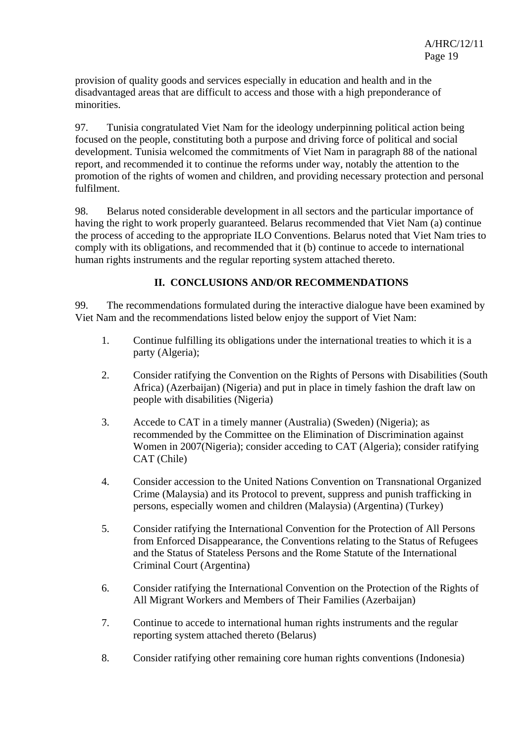provision of quality goods and services especially in education and health and in the disadvantaged areas that are difficult to access and those with a high preponderance of minorities.

97. Tunisia congratulated Viet Nam for the ideology underpinning political action being focused on the people, constituting both a purpose and driving force of political and social development. Tunisia welcomed the commitments of Viet Nam in paragraph 88 of the national report, and recommended it to continue the reforms under way, notably the attention to the promotion of the rights of women and children, and providing necessary protection and personal fulfilment.

98. Belarus noted considerable development in all sectors and the particular importance of having the right to work properly guaranteed. Belarus recommended that Viet Nam (a) continue the process of acceding to the appropriate ILO Conventions. Belarus noted that Viet Nam tries to comply with its obligations, and recommended that it (b) continue to accede to international human rights instruments and the regular reporting system attached thereto.

## II. CONCLUSIONS AND/OR RECOMMENDATIONS

99. The recommendations formulated during the interactive dialogue have been examined by Viet Nam and the recommendations listed below enjoy the support of Viet Nam:

1. Continue fulfilling its obligations under the international treaties to which it is a party (Algeria);

2. Consider ratifying the Convention on the Rights of Persons with Disabilities (South Africa) (Azerbaijan) (Nigeria) and put in place in timely fashion the draft law on people with disabilities (Nigeria)

3. Accede to CAT in a timely manner (Australia) (Sweden) (Nigeria); as recommended by the Committee on the Elimination of Discrimination against Women in 2007(Nigeria); consider acceding to CAT (Algeria); consider ratifying CAT (Chile)

4. Consider accession to the United Nations Convention on Transnational Organized Crime (Malaysia) and its Protocol to prevent, suppress and punish trafficking in persons, especially women and children (Malaysia) (Argentina) (Turkey)

5. Consider ratifying the International Convention for the Protection of All Persons from Enforced Disappearance, the Conventions relating to the Status of Refugees and the Status of Stateless Persons and the Rome Statute of the International Criminal Court (Argentina)

6. Consider ratifying the International Convention on the Protection of the Rights of All Migrant Workers and Members of Their Families (Azerbaijan)

7. Continue to accede to international human rights instruments and the regular reporting system attached thereto (Belarus)

8. Consider ratifying other remaining core human rights conventions (Indonesia)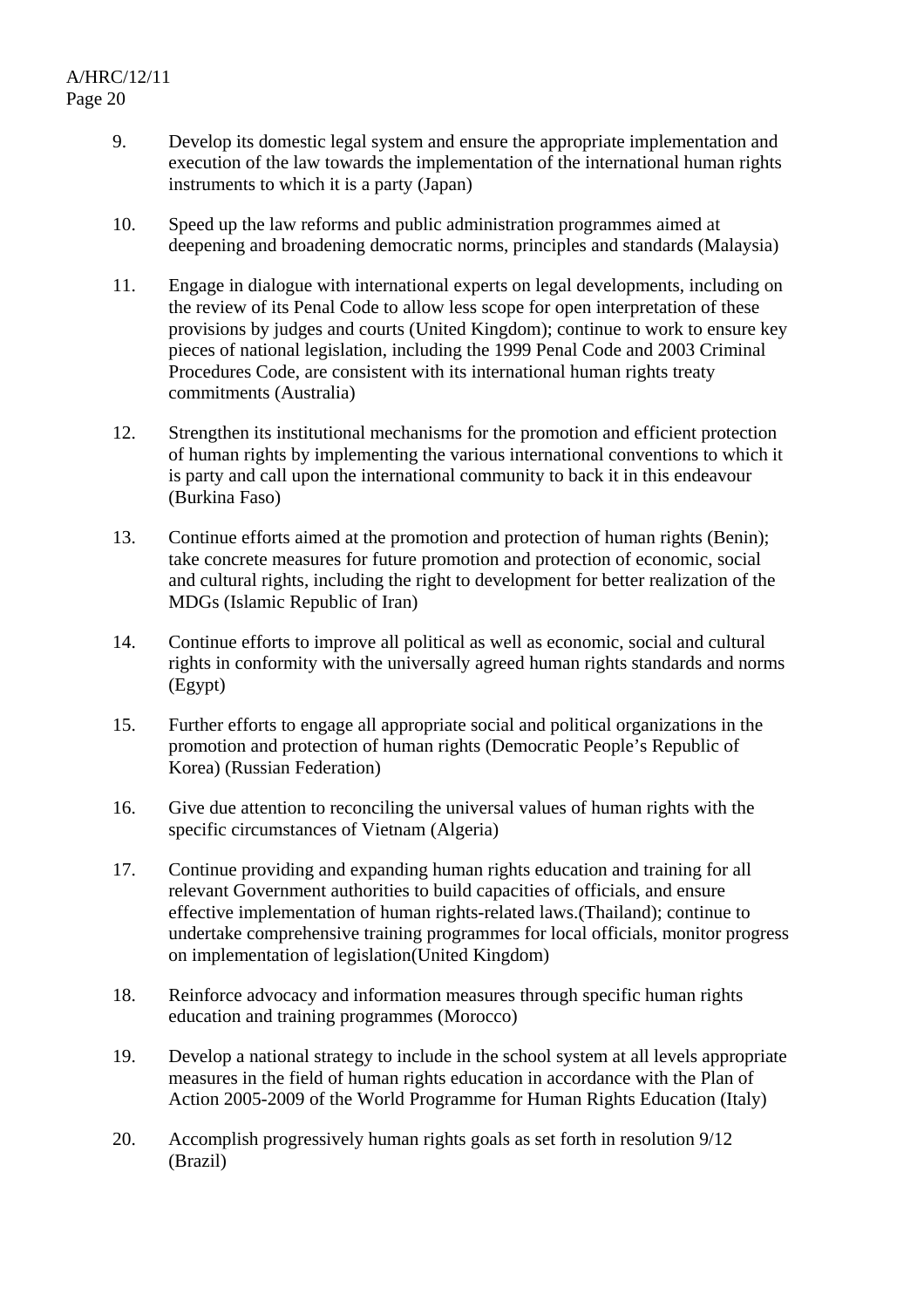9. Develop its domestic legal system and ensure the appropriate implementation and execution of the law towards the implementation of the international human rights instruments to which it is a party (Japan)

10. Speed up the law reforms and public administration programmes aimed at deepening and broadening democratic norms, principles and standards (Malaysia)

11. Engage in dialogue with international experts on legal developments, including on the review of its Penal Code to allow less scope for open interpretation of these provisions by judges and courts (United Kingdom); continue to work to ensure key pieces of national legislation, including the 1999 Penal Code and 2003 Criminal Procedures Code, are consistent with its international human rights treaty commitments (Australia)

12. Strengthen its institutional mechanisms for the promotion and efficient protection of human rights by implementing the various international conventions to which it is party and call upon the international community to back it in this endeavour (Burkina Faso)

13. Continue efforts aimed at the promotion and protection of human rights (Benin); take concrete measures for future promotion and protection of economic, social and cultural rights, including the right to development for better realization of the MDGs (Islamic Republic of Iran)

14. Continue efforts to improve all political as well as economic, social and cultural rights in conformity with the universally agreed human rights standards and norms (Egypt)

15. Further efforts to engage all appropriate social and political organizations in the promotion and protection of human rights (Democratic People's Republic of Korea) (Russian Federation)

16. Give due attention to reconciling the universal values of human rights with the specific circumstances of Vietnam (Algeria)

17. Continue providing and expanding human rights education and training for all relevant Government authorities to build capacities of officials, and ensure effective implementation of human rights-related laws.(Thailand); continue to undertake comprehensive training programmes for local officials, monitor progress on implementation of legislation(United Kingdom)

18. Reinforce advocacy and information measures through specific human rights education and training programmes (Morocco)

19. Develop a national strategy to include in the school system at all levels appropriate measures in the field of human rights education in accordance with the Plan of Action 2005-2009 of the World Programme for Human Rights Education (Italy)

20. Accomplish progressively human rights goals as set forth in resolution 9/12 (Brazil)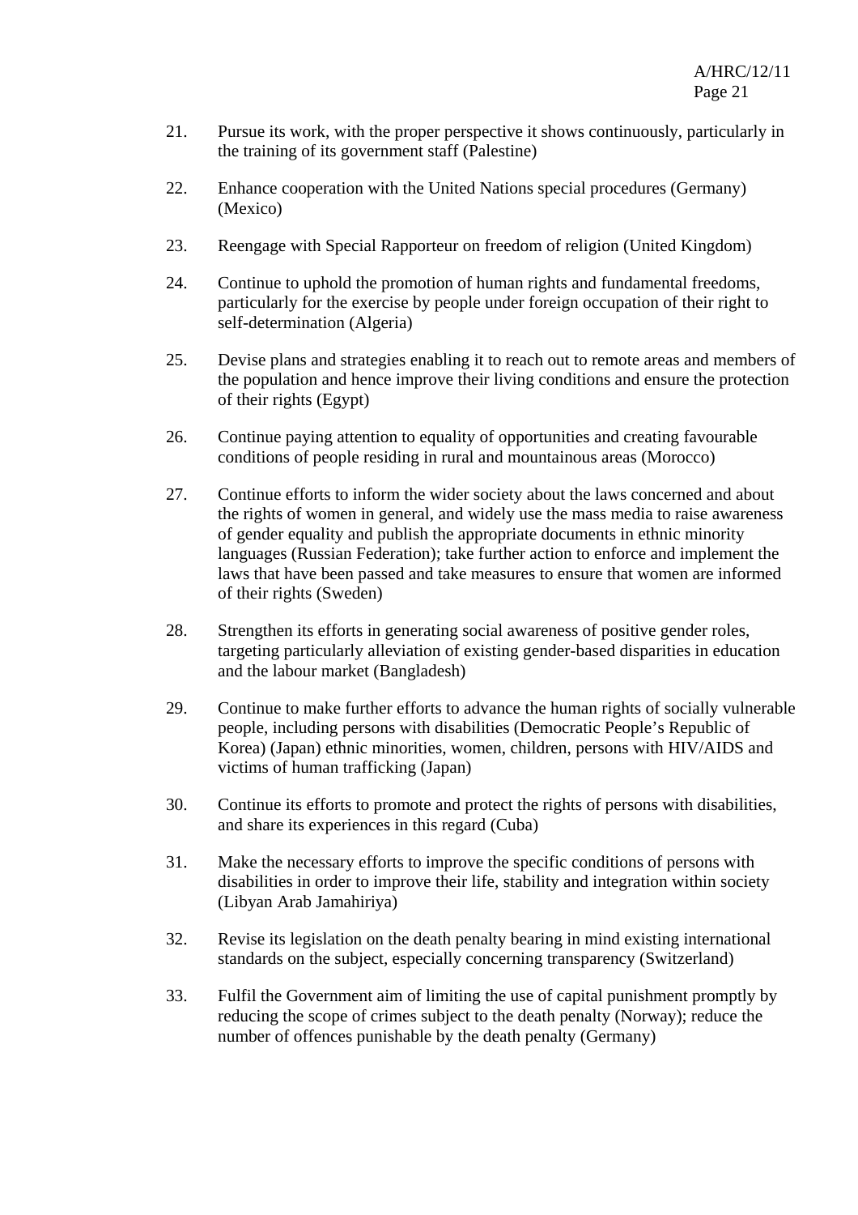21. Pursue its work, with the proper perspective it shows continuously, particularly in the training of its government staff (Palestine)

22. Enhance cooperation with the United Nations special procedures (Germany) (Mexico)

23. Reengage with Special Rapporteur on freedom of religion (United Kingdom)

24. Continue to uphold the promotion of human rights and fundamental freedoms, particularly for the exercise by people under foreign occupation of their right to self-determination (Algeria)

25. Devise plans and strategies enabling it to reach out to remote areas and members of the population and hence improve their living conditions and ensure the protection of their rights (Egypt)

26. Continue paying attention to equality of opportunities and creating favourable conditions of people residing in rural and mountainous areas (Morocco)

27. Continue efforts to inform the wider society about the laws concerned and about the rights of women in general, and widely use the mass media to raise awareness of gender equality and publish the appropriate documents in ethnic minority languages (Russian Federation); take further action to enforce and implement the laws that have been passed and take measures to ensure that women are informed of their rights (Sweden)

28. Strengthen its efforts in generating social awareness of positive gender roles, targeting particularly alleviation of existing gender-based disparities in education and the labour market (Bangladesh)

29. Continue to make further efforts to advance the human rights of socially vulnerable people, including persons with disabilities (Democratic People's Republic of Korea) (Japan) ethnic minorities, women, children, persons with HIV/AIDS and victims of human trafficking (Japan)

30. Continue its efforts to promote and protect the rights of persons with disabilities, and share its experiences in this regard (Cuba)

31. Make the necessary efforts to improve the specific conditions of persons with disabilities in order to improve their life, stability and integration within society (Libyan Arab Jamahiriya)

32. Revise its legislation on the death penalty bearing in mind existing international standards on the subject, especially concerning transparency (Switzerland)

33. Fulfil the Government aim of limiting the use of capital punishment promptly by reducing the scope of crimes subject to the death penalty (Norway); reduce the number of offences punishable by the death penalty (Germany)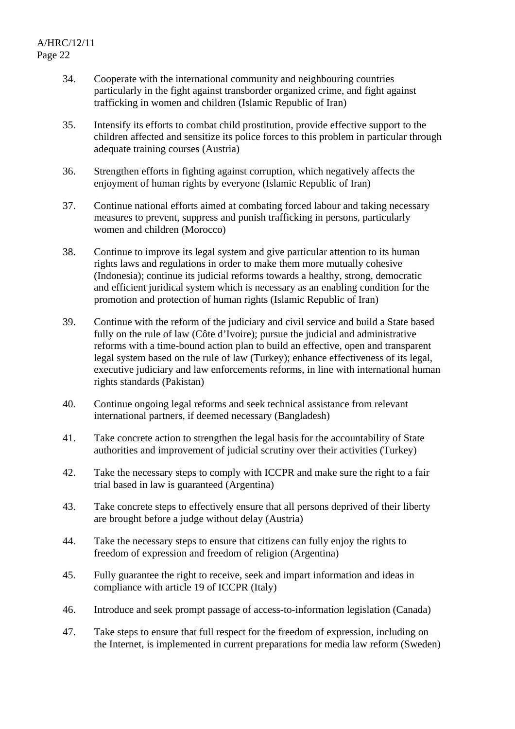34. Cooperate with the international community and neighbouring countries particularly in the fight against transborder organized crime, and fight against trafficking in women and children (Islamic Republic of Iran)

35. Intensify its efforts to combat child prostitution, provide effective support to the children affected and sensitize its police forces to this problem in particular through adequate training courses (Austria)

36. Strengthen efforts in fighting against corruption, which negatively affects the enjoyment of human rights by everyone (Islamic Republic of Iran)

37. Continue national efforts aimed at combating forced labour and taking necessary measures to prevent, suppress and punish trafficking in persons, particularly women and children (Morocco)

38. Continue to improve its legal system and give particular attention to its human rights laws and regulations in order to make them more mutually cohesive (Indonesia); continue its judicial reforms towards a healthy, strong, democratic and efficient juridical system which is necessary as an enabling condition for the promotion and protection of human rights (Islamic Republic of Iran)

39. Continue with the reform of the judiciary and civil service and build a State based fully on the rule of law (Côte d'Ivoire); pursue the judicial and administrative reforms with a time-bound action plan to build an effective, open and transparent legal system based on the rule of law (Turkey); enhance effectiveness of its legal, executive judiciary and law enforcements reforms, in line with international human rights standards (Pakistan)

40. Continue ongoing legal reforms and seek technical assistance from relevant international partners, if deemed necessary (Bangladesh)

41. Take concrete action to strengthen the legal basis for the accountability of State authorities and improvement of judicial scrutiny over their activities (Turkey)

42. Take the necessary steps to comply with ICCPR and make sure the right to a fair trial based in law is guaranteed (Argentina)

43. Take concrete steps to effectively ensure that all persons deprived of their liberty are brought before a judge without delay (Austria)

44. Take the necessary steps to ensure that citizens can fully enjoy the rights to freedom of expression and freedom of religion (Argentina)

45. Fully guarantee the right to receive, seek and impart information and ideas in compliance with article 19 of ICCPR (Italy)

46. Introduce and seek prompt passage of access-to-information legislation (Canada)

47. Take steps to ensure that full respect for the freedom of expression, including on the Internet, is implemented in current preparations for media law reform (Sweden)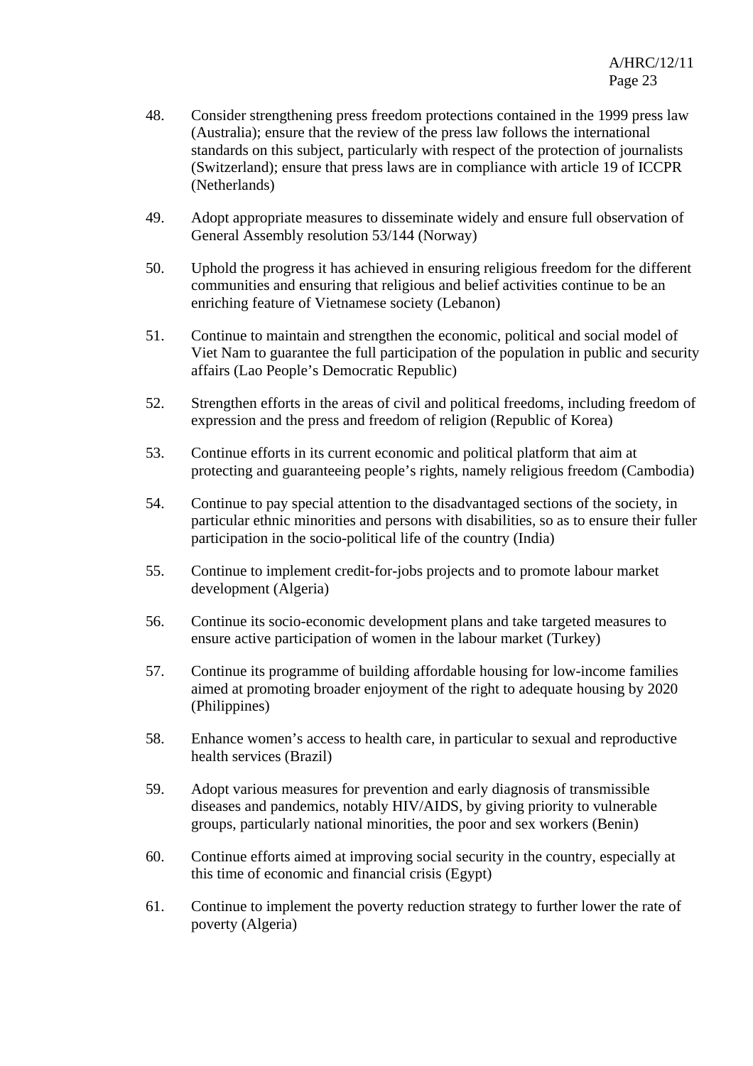48. Consider strengthening press freedom protections contained in the 1999 press law (Australia); ensure that the review of the press law follows the international standards on this subject, particularly with respect of the protection of journalists (Switzerland); ensure that press laws are in compliance with article 19 of ICCPR (Netherlands)

49. Adopt appropriate measures to disseminate widely and ensure full observation of General Assembly resolution 53/144 (Norway)

50. Uphold the progress it has achieved in ensuring religious freedom for the different communities and ensuring that religious and belief activities continue to be an enriching feature of Vietnamese society (Lebanon)

51. Continue to maintain and strengthen the economic, political and social model of Viet Nam to guarantee the full participation of the population in public and security affairs (Lao People's Democratic Republic)

52. Strengthen efforts in the areas of civil and political freedoms, including freedom of expression and the press and freedom of religion (Republic of Korea)

53. Continue efforts in its current economic and political platform that aim at protecting and guaranteeing people's rights, namely religious freedom (Cambodia)

54. Continue to pay special attention to the disadvantaged sections of the society, in particular ethnic minorities and persons with disabilities, so as to ensure their fuller participation in the socio-political life of the country (India)

55. Continue to implement credit-for-jobs projects and to promote labour market development (Algeria)

56. Continue its socio-economic development plans and take targeted measures to ensure active participation of women in the labour market (Turkey)

57. Continue its programme of building affordable housing for low-income families aimed at promoting broader enjoyment of the right to adequate housing by 2020 (Philippines)

58. Enhance women's access to health care, in particular to sexual and reproductive health services (Brazil)

59. Adopt various measures for prevention and early diagnosis of transmissible diseases and pandemics, notably HIV/AIDS, by giving priority to vulnerable groups, particularly national minorities, the poor and sex workers (Benin)

60. Continue efforts aimed at improving social security in the country, especially at this time of economic and financial crisis (Egypt)

61. Continue to implement the poverty reduction strategy to further lower the rate of poverty (Algeria)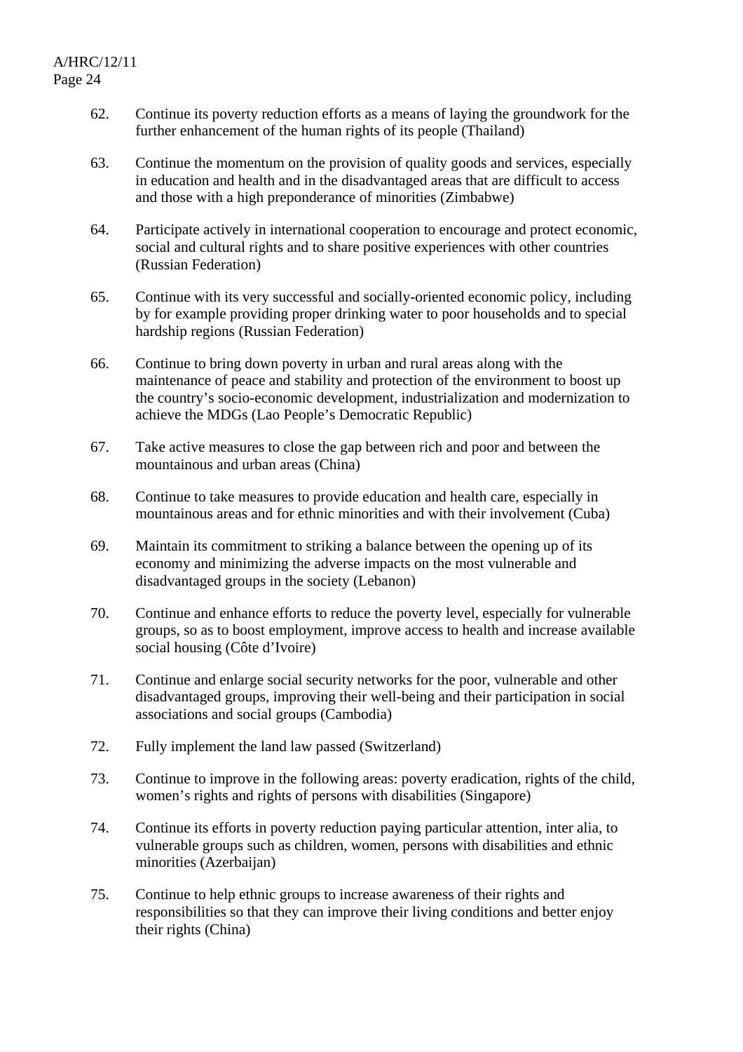62. Continue its poverty reduction efforts as a means of laying the groundwork for the further enhancement of the human rights of its people (Thailand)

63. Continue the momentum on the provision of quality goods and services, especially in education and health and in the disadvantaged areas that are difficult to access and those with a high preponderance of minorities (Zimbabwe)

64. Participate actively in international cooperation to encourage and protect economic, social and cultural rights and to share positive experiences with other countries (Russian Federation)

65. Continue with its very successful and socially-oriented economic policy, including by for example providing proper drinking water to poor households and to special hardship regions (Russian Federation)

66. Continue to bring down poverty in urban and rural areas along with the maintenance of peace and stability and protection of the environment to boost up the country's socio-economic development, industrialization and modernization to achieve the MDGs (Lao People's Democratic Republic)

67. Take active measures to close the gap between rich and poor and between the mountainous and urban areas (China)

68. Continue to take measures to provide education and health care, especially in mountainous areas and for ethnic minorities and with their involvement (Cuba)

69. Maintain its commitment to striking a balance between the opening up of its economy and minimizing the adverse impacts on the most vulnerable and disadvantaged groups in the society (Lebanon)

70. Continue and enhance efforts to reduce the poverty level, especially for vulnerable groups, so as to boost employment, improve access to health and increase available social housing (Côte d'Ivoire)

71. Continue and enlarge social security networks for the poor, vulnerable and other disadvantaged groups, improving their well-being and their participation in social associations and social groups (Cambodia)

72. Fully implement the land law passed (Switzerland)

73. Continue to improve in the following areas: poverty eradication, rights of the child, women's rights and rights of persons with disabilities (Singapore)

74. Continue its efforts in poverty reduction paying particular attention, inter alia, to vulnerable groups such as children, women, persons with disabilities and ethnic minorities (Azerbaijan)

75. Continue to help ethnic groups to increase awareness of their rights and responsibilities so that they can improve their living conditions and better enjoy their rights (China)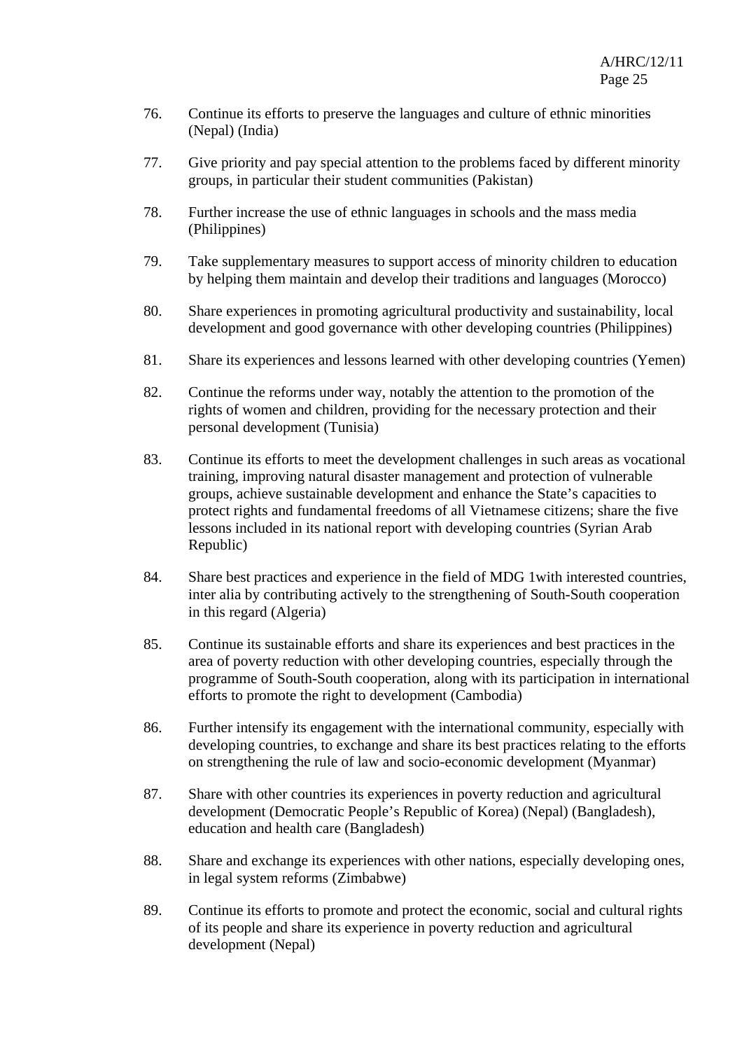76. Continue its efforts to preserve the languages and culture of ethnic minorities (Nepal) (India)

77. Give priority and pay special attention to the problems faced by different minority groups, in particular their student communities (Pakistan)

78. Further increase the use of ethnic languages in schools and the mass media (Philippines)

79. Take supplementary measures to support access of minority children to education by helping them maintain and develop their traditions and languages (Morocco)

80. Share experiences in promoting agricultural productivity and sustainability, local development and good governance with other developing countries (Philippines)

81. Share its experiences and lessons learned with other developing countries (Yemen)

82. Continue the reforms under way, notably the attention to the promotion of the rights of women and children, providing for the necessary protection and their personal development (Tunisia)

83. Continue its efforts to meet the development challenges in such areas as vocational training, improving natural disaster management and protection of vulnerable groups, achieve sustainable development and enhance the State's capacities to protect rights and fundamental freedoms of all Vietnamese citizens; share the five lessons included in its national report with developing countries (Syrian Arab Republic)

84. Share best practices and experience in the field of MDG 1with interested countries, inter alia by contributing actively to the strengthening of South-South cooperation in this regard (Algeria)

85. Continue its sustainable efforts and share its experiences and best practices in the area of poverty reduction with other developing countries, especially through the programme of South-South cooperation, along with its participation in international efforts to promote the right to development (Cambodia)

86. Further intensify its engagement with the international community, especially with developing countries, to exchange and share its best practices relating to the efforts on strengthening the rule of law and socio-economic development (Myanmar)

87. Share with other countries its experiences in poverty reduction and agricultural development (Democratic People's Republic of Korea) (Nepal) (Bangladesh), education and health care (Bangladesh)

88. Share and exchange its experiences with other nations, especially developing ones, in legal system reforms (Zimbabwe)

89. Continue its efforts to promote and protect the economic, social and cultural rights of its people and share its experience in poverty reduction and agricultural development (Nepal)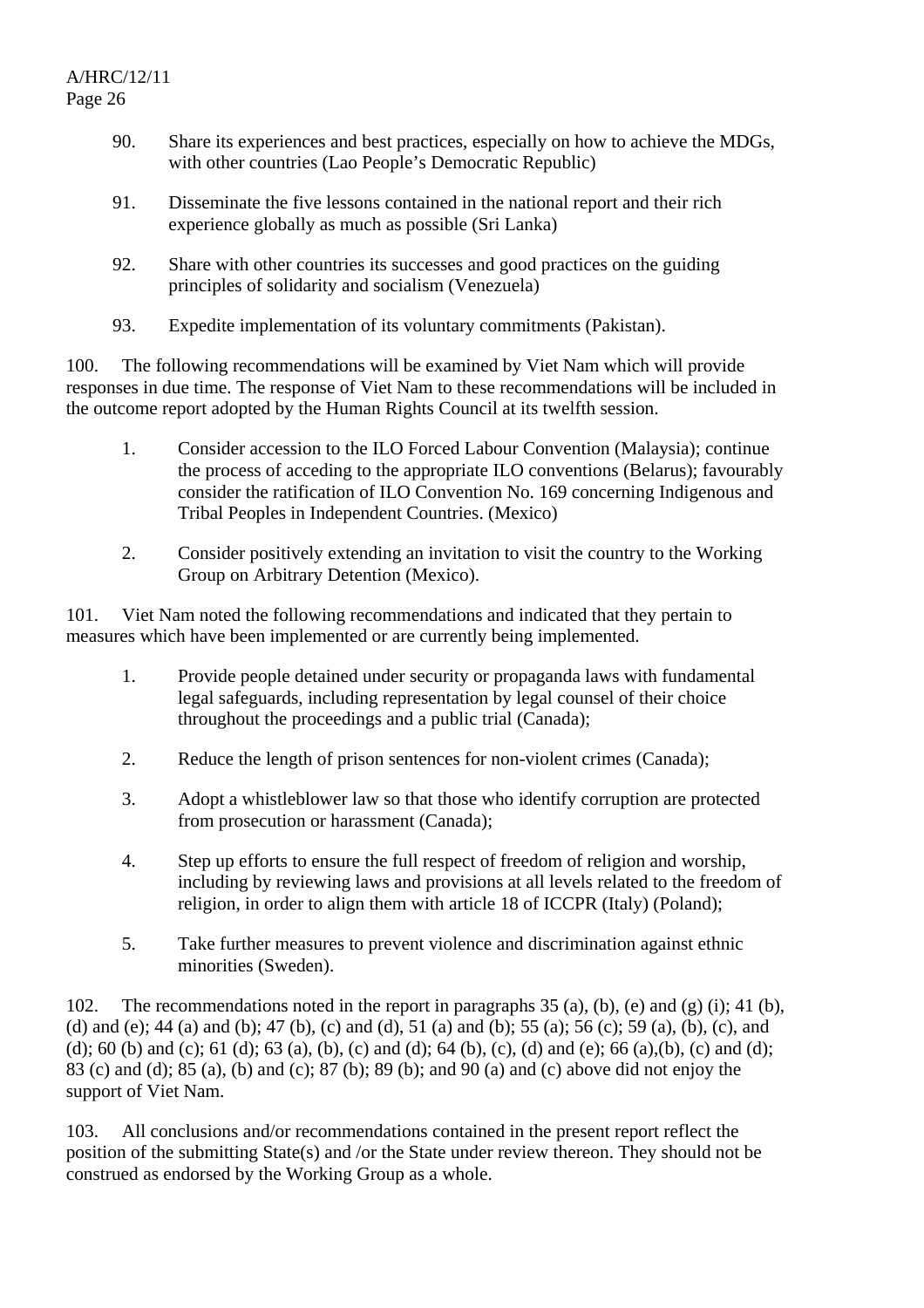90. Share its experiences and best practices, especially on how to achieve the MDGs, with other countries (Lao People's Democratic Republic)

91. Disseminate the five lessons contained in the national report and their rich experience globally as much as possible (Sri Lanka)

92. Share with other countries its successes and good practices on the guiding principles of solidarity and socialism (Venezuela)

93. Expedite implementation of its voluntary commitments (Pakistan).

100. The following recommendations will be examined by Viet Nam which will provide responses in due time. The response of Viet Nam to these recommendations will be included in the outcome report adopted by the Human Rights Council at its twelfth session.

1. Consider accession to the ILO Forced Labour Convention (Malaysia); continue the process of acceding to the appropriate ILO conventions (Belarus); favourably consider the ratification of ILO Convention No. 169 concerning Indigenous and Tribal Peoples in Independent Countries. (Mexico)

2. Consider positively extending an invitation to visit the country to the Working Group on Arbitrary Detention (Mexico).

101. Viet Nam noted the following recommendations and indicated that they pertain to measures which have been implemented or are currently being implemented.

1. Provide people detained under security or propaganda laws with fundamental legal safeguards, including representation by legal counsel of their choice throughout the proceedings and a public trial (Canada);

2. Reduce the length of prison sentences for non-violent crimes (Canada);

3. Adopt a whistleblower law so that those who identify corruption are protected from prosecution or harassment (Canada);

4. Step up efforts to ensure the full respect of freedom of religion and worship, including by reviewing laws and provisions at all levels related to the freedom of religion, in order to align them with article 18 of ICCPR (Italy) (Poland);

5. Take further measures to prevent violence and discrimination against ethnic minorities (Sweden).

102. The recommendations noted in the report in paragraphs 35 (a), (b), (e) and (g) (i); 41 (b), (d) and (e); 44 (a) and (b); 47 (b), (c) and (d), 51 (a) and (b); 55 (a); 56 (c); 59 (a), (b), (c), and (d); 60 (b) and (c); 61 (d); 63 (a), (b), (c) and (d); 64 (b), (c), (d) and (e); 66 (a),(b), (c) and (d); 83 (c) and (d); 85 (a), (b) and (c); 87 (b); 89 (b); and 90 (a) and (c) above did not enjoy the support of Viet Nam.

103. All conclusions and/or recommendations contained in the present report reflect the position of the submitting State(s) and /or the State under review thereon. They should not be construed as endorsed by the Working Group as a whole.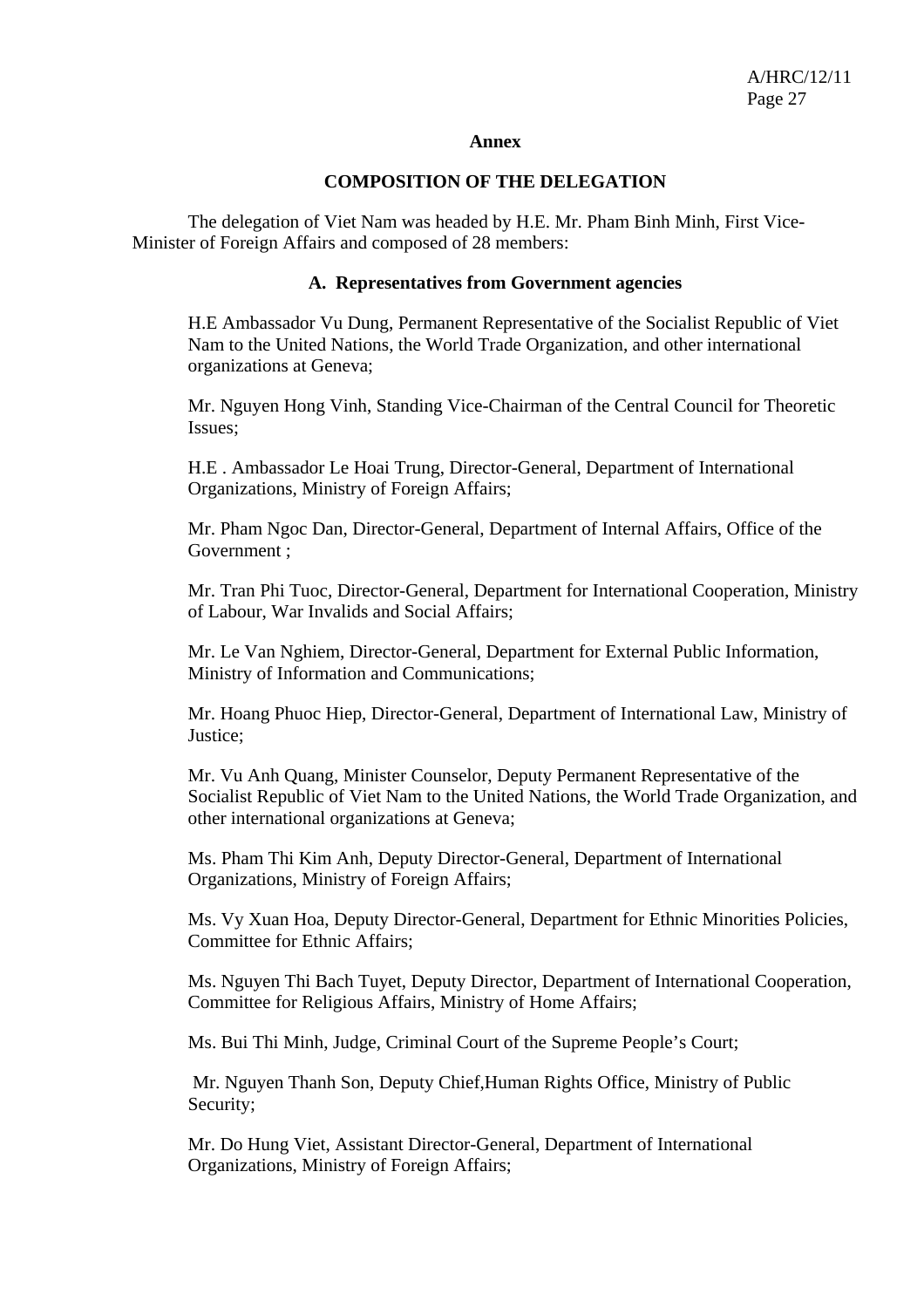**Annex**

**COMPOSITION OF THE DELEGATION**

The delegation of Viet Nam was headed by H.E. Mr. Pham Binh Minh, First Vice-Minister of Foreign Affairs and composed of 28 members:

**A. Representatives from Government agencies**

H.E Ambassador Vu Dung, Permanent Representative of the Socialist Republic of Viet Nam to the United Nations, the World Trade Organization, and other international organizations at Geneva;

Mr. Nguyen Hong Vinh, Standing Vice-Chairman of the Central Council for Theoretic Issues;

H.E . Ambassador Le Hoai Trung, Director-General, Department of International Organizations, Ministry of Foreign Affairs;

Mr. Pham Ngoc Dan, Director-General, Department of Internal Affairs, Office of the Government ;

Mr. Tran Phi Tuoc, Director-General, Department for International Cooperation, Ministry of Labour, War Invalids and Social Affairs;

Mr. Le Van Nghiem, Director-General, Department for External Public Information, Ministry of Information and Communications;

Mr. Hoang Phuoc Hiep, Director-General, Department of International Law, Ministry of Justice;

Mr. Vu Anh Quang, Minister Counselor, Deputy Permanent Representative of the Socialist Republic of Viet Nam to the United Nations, the World Trade Organization, and other international organizations at Geneva;

Ms. Pham Thi Kim Anh, Deputy Director-General, Department of International Organizations, Ministry of Foreign Affairs;

Ms. Vy Xuan Hoa, Deputy Director-General, Department for Ethnic Minorities Policies, Committee for Ethnic Affairs;

Ms. Nguyen Thi Bach Tuyet, Deputy Director, Department of International Cooperation, Committee for Religious Affairs, Ministry of Home Affairs;

Ms. Bui Thi Minh, Judge, Criminal Court of the Supreme People's Court;

Mr. Nguyen Thanh Son, Deputy Chief,Human Rights Office, Ministry of Public Security;

Mr. Do Hung Viet, Assistant Director-General, Department of International Organizations, Ministry of Foreign Affairs;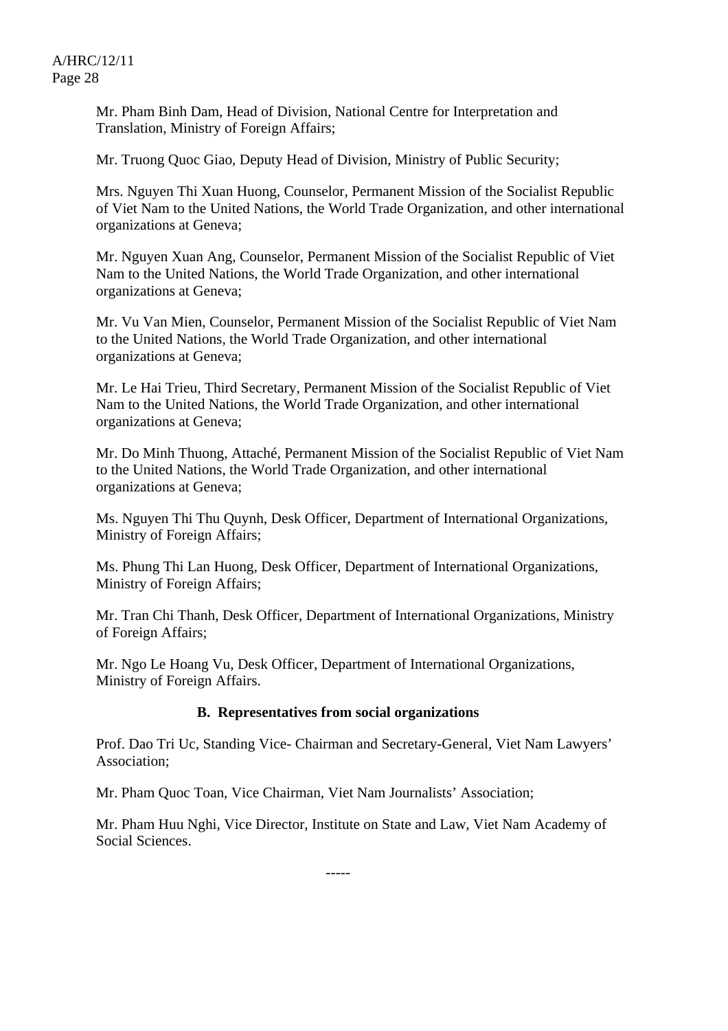Mr. Pham Binh Dam, Head of Division, National Centre for Interpretation and Translation, Ministry of Foreign Affairs;

Mr. Truong Quoc Giao, Deputy Head of Division, Ministry of Public Security;

Mrs. Nguyen Thi Xuan Huong, Counselor, Permanent Mission of the Socialist Republic of Viet Nam to the United Nations, the World Trade Organization, and other international organizations at Geneva;

Mr. Nguyen Xuan Ang, Counselor, Permanent Mission of the Socialist Republic of Viet Nam to the United Nations, the World Trade Organization, and other international organizations at Geneva;

Mr. Vu Van Mien, Counselor, Permanent Mission of the Socialist Republic of Viet Nam to the United Nations, the World Trade Organization, and other international organizations at Geneva;

Mr. Le Hai Trieu, Third Secretary, Permanent Mission of the Socialist Republic of Viet Nam to the United Nations, the World Trade Organization, and other international organizations at Geneva;

Mr. Do Minh Thuong, Attaché, Permanent Mission of the Socialist Republic of Viet Nam to the United Nations, the World Trade Organization, and other international organizations at Geneva;

Ms. Nguyen Thi Thu Quynh, Desk Officer, Department of International Organizations, Ministry of Foreign Affairs;

Ms. Phung Thi Lan Huong, Desk Officer, Department of International Organizations, Ministry of Foreign Affairs;

Mr. Tran Chi Thanh, Desk Officer, Department of International Organizations, Ministry of Foreign Affairs;

Mr. Ngo Le Hoang Vu, Desk Officer, Department of International Organizations, Ministry of Foreign Affairs.

### B. Representatives from social organizations

Prof. Dao Tri Uc, Standing Vice- Chairman and Secretary-General, Viet Nam Lawyers' Association;

Mr. Pham Quoc Toan, Vice Chairman, Viet Nam Journalists' Association;

Mr. Pham Huu Nghi, Vice Director, Institute on State and Law, Viet Nam Academy of Social Sciences.

-----